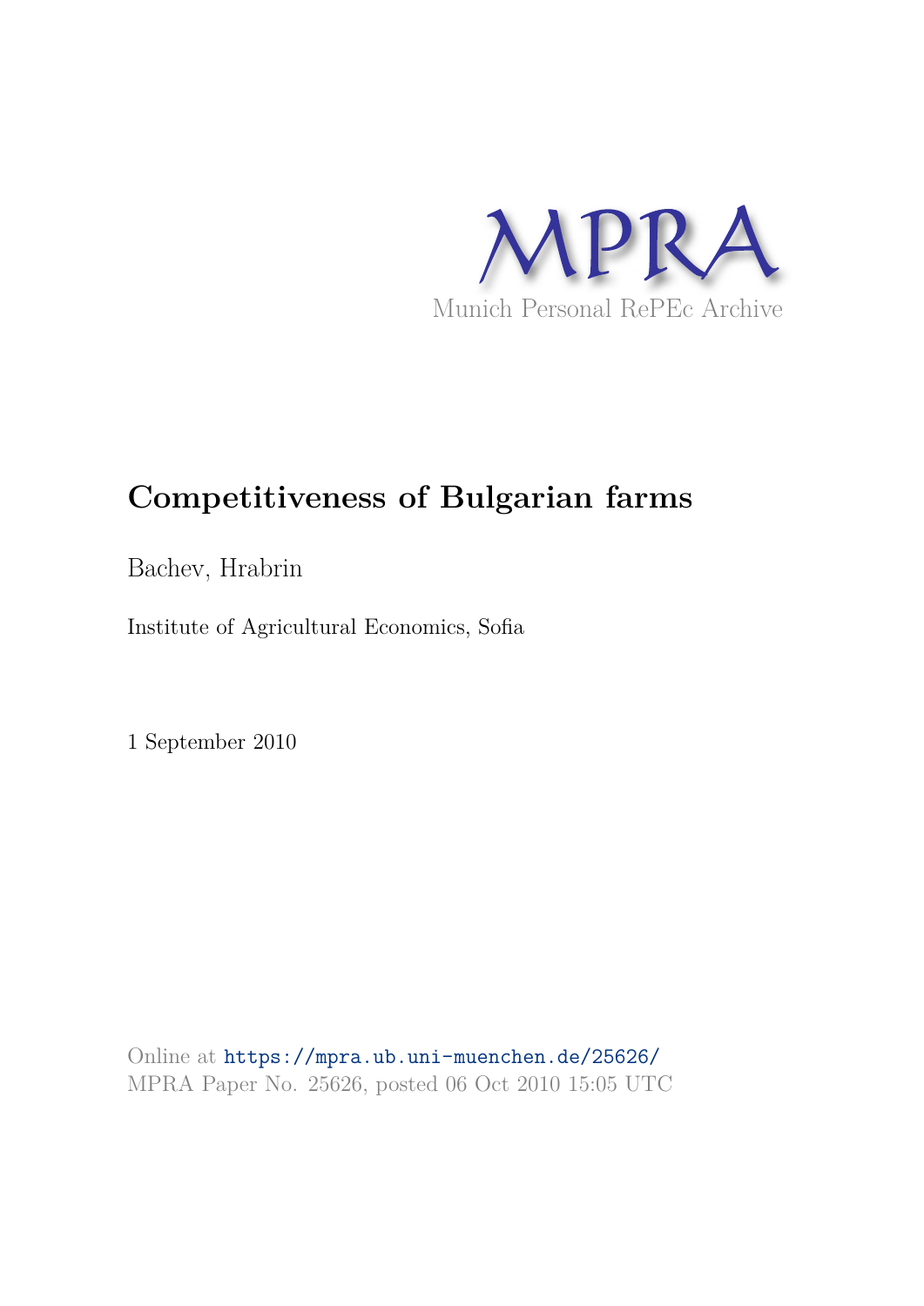MPRA

Munich Personal RePEc Archive

# Competitiveness of Bulgarian farms

Bachev, Hrabrin

Institute of Agricultural Economics, Sofia

1 September 2010

Online at https://mpra.ub.uni-muenchen.de/25626/

MPRA Paper No. 25626, posted 06 Oct 2010 15:05 UTC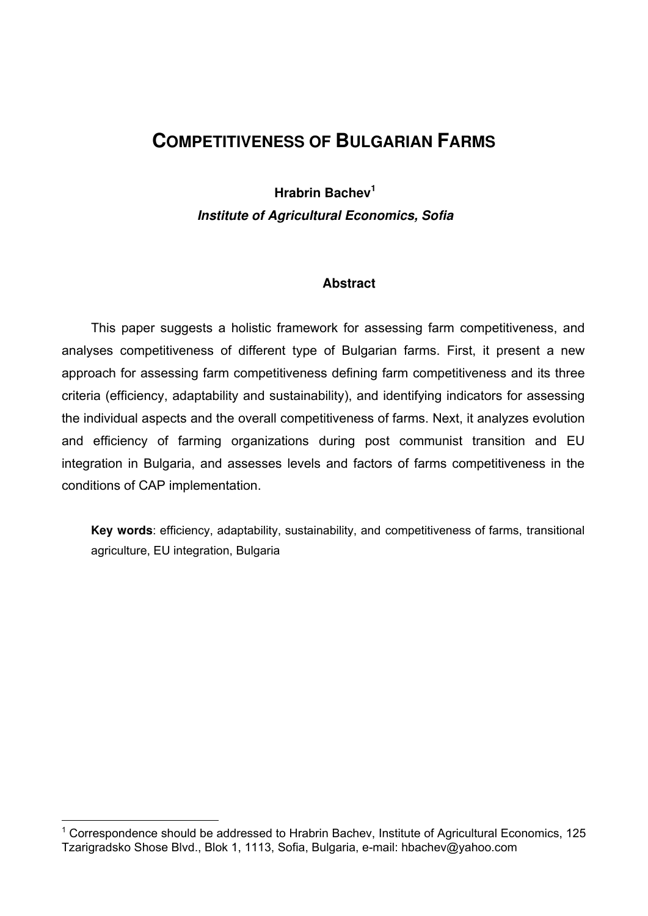# COMPETITIVENESS OF BULGARIAN FARMS

**Hrabrin Bachev[1]**

***Institute of Agricultural Economics, Sofia***

## Abstract

This paper suggests a holistic framework for assessing farm competitiveness, and analyses competitiveness of different type of Bulgarian farms. First, it present a new approach for assessing farm competitiveness defining farm competitiveness and its three criteria (efficiency, adaptability and sustainability), and identifying indicators for assessing the individual aspects and the overall competitiveness of farms. Next, it analyzes evolution and efficiency of farming organizations during post communist transition and EU integration in Bulgaria, and assesses levels and factors of farms competitiveness in the conditions of CAP implementation.

**Key words**: efficiency, adaptability, sustainability, and competitiveness of farms, transitional agriculture, EU integration, Bulgaria

---

[1] Correspondence should be addressed to Hrabrin Bachev, Institute of Agricultural Economics, 125 Tzarigradsko Shose Blvd., Blok 1, 1113, Sofia, Bulgaria, e-mail: hbachev@yahoo.com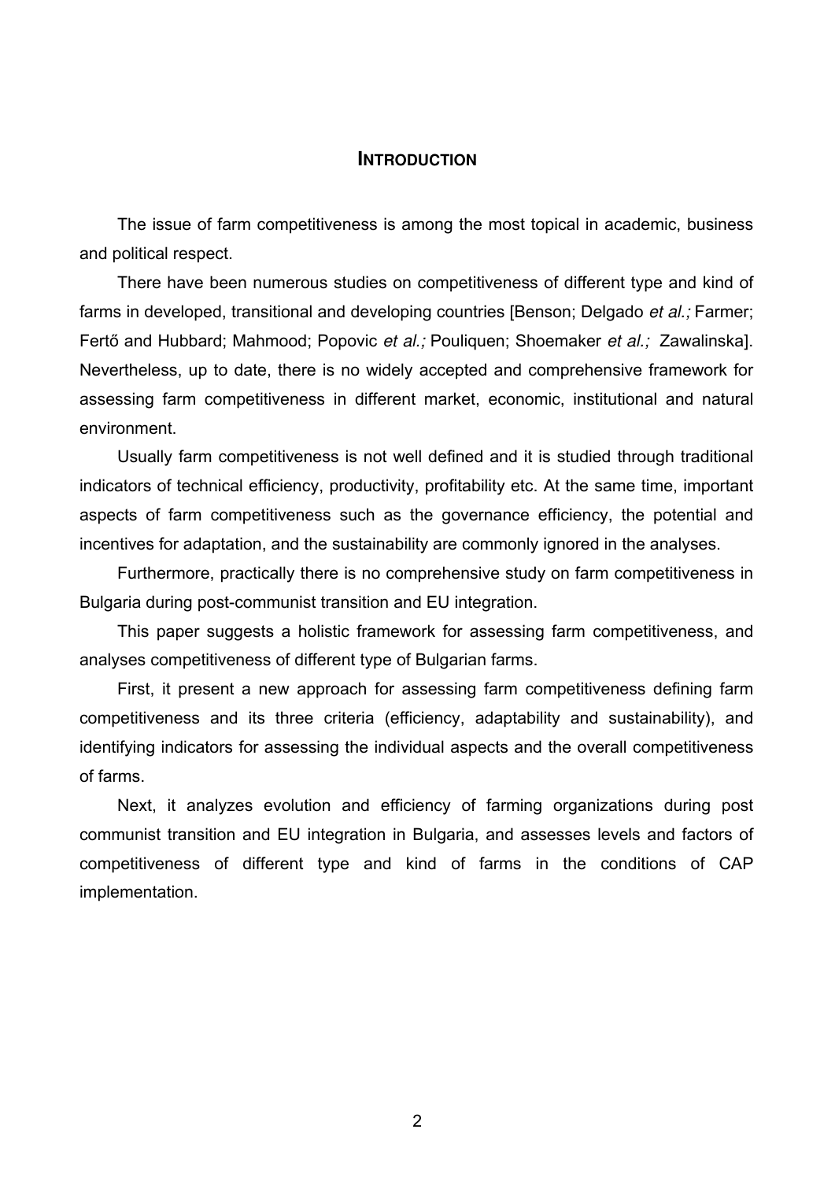# INTRODUCTION

The issue of farm competitiveness is among the most topical in academic, business and political respect.

There have been numerous studies on competitiveness of different type and kind of farms in developed, transitional and developing countries [Benson; Delgado *et al.;* Farmer; Fertő and Hubbard; Mahmood; Popovic *et al.;* Pouliquen; Shoemaker *et al.;* Zawalinska]. Nevertheless, up to date, there is no widely accepted and comprehensive framework for assessing farm competitiveness in different market, economic, institutional and natural environment.

Usually farm competitiveness is not well defined and it is studied through traditional indicators of technical efficiency, productivity, profitability etc. At the same time, important aspects of farm competitiveness such as the governance efficiency, the potential and incentives for adaptation, and the sustainability are commonly ignored in the analyses.

Furthermore, practically there is no comprehensive study on farm competitiveness in Bulgaria during post-communist transition and EU integration.

This paper suggests a holistic framework for assessing farm competitiveness, and analyses competitiveness of different type of Bulgarian farms.

First, it present a new approach for assessing farm competitiveness defining farm competitiveness and its three criteria (efficiency, adaptability and sustainability), and identifying indicators for assessing the individual aspects and the overall competitiveness of farms.

Next, it analyzes evolution and efficiency of farming organizations during post communist transition and EU integration in Bulgaria, and assesses levels and factors of competitiveness of different type and kind of farms in the conditions of CAP implementation.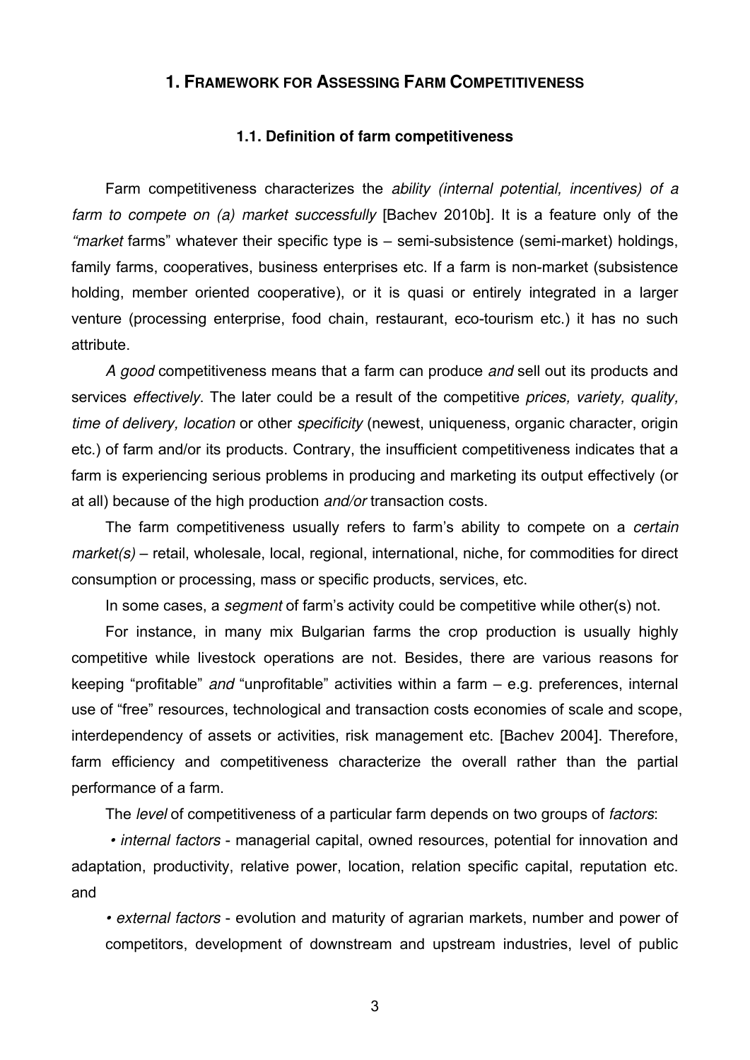# 1. Framework for Assessing Farm Competitiveness

## 1.1. Definition of farm competitiveness

Farm competitiveness characterizes the *ability (internal potential, incentives) of a farm to compete on (a) market successfully* [Bachev 2010b]. It is a feature only of the *"market* farms" whatever their specific type is – semi-subsistence (semi-market) holdings, family farms, cooperatives, business enterprises etc. If a farm is non-market (subsistence holding, member oriented cooperative), or it is quasi or entirely integrated in a larger venture (processing enterprise, food chain, restaurant, eco-tourism etc.) it has no such attribute.

*A good* competitiveness means that a farm can produce *and* sell out its products and services *effectively*. The later could be a result of the competitive *prices, variety, quality, time of delivery, location* or other *specificity* (newest, uniqueness, organic character, origin etc.) of farm and/or its products. Contrary, the insufficient competitiveness indicates that a farm is experiencing serious problems in producing and marketing its output effectively (or at all) because of the high production *and/or* transaction costs.

The farm competitiveness usually refers to farm's ability to compete on a *certain market(s)* – retail, wholesale, local, regional, international, niche, for commodities for direct consumption or processing, mass or specific products, services, etc.

In some cases, a *segment* of farm's activity could be competitive while other(s) not.

For instance, in many mix Bulgarian farms the crop production is usually highly competitive while livestock operations are not. Besides, there are various reasons for keeping "profitable" *and* "unprofitable" activities within a farm – e.g. preferences, internal use of "free" resources, technological and transaction costs economies of scale and scope, interdependency of assets or activities, risk management etc. [Bachev 2004]. Therefore, farm efficiency and competitiveness characterize the overall rather than the partial performance of a farm.

The *level* of competitiveness of a particular farm depends on two groups of *factors*:

- *internal factors* - managerial capital, owned resources, potential for innovation and adaptation, productivity, relative power, location, relation specific capital, reputation etc. and
- *external factors* - evolution and maturity of agrarian markets, number and power of competitors, development of downstream and upstream industries, level of public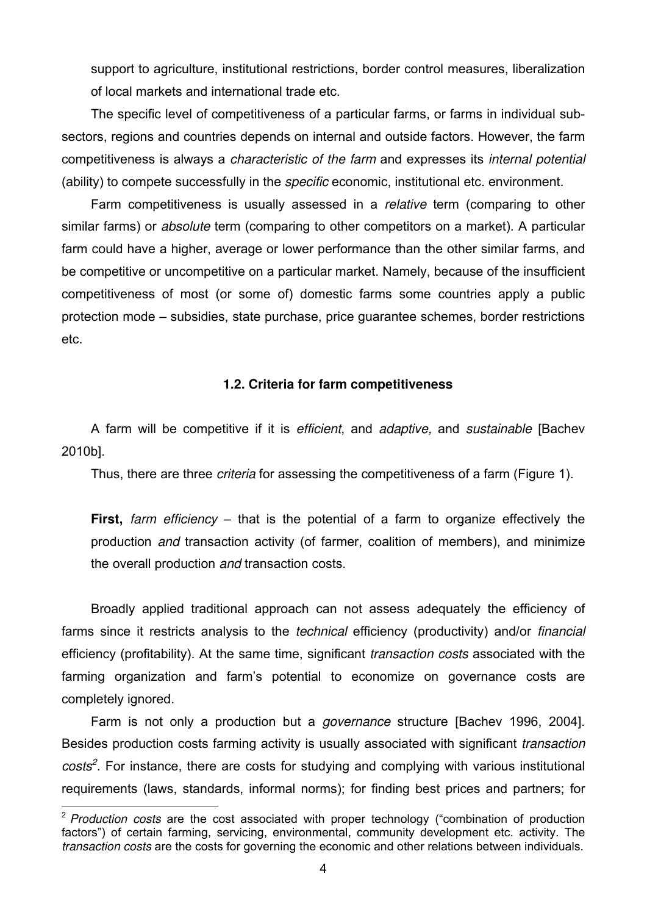support to agriculture, institutional restrictions, border control measures, liberalization of local markets and international trade etc.

The specific level of competitiveness of a particular farms, or farms in individual sub-sectors, regions and countries depends on internal and outside factors. However, the farm competitiveness is always a *characteristic of the farm* and expresses its *internal potential* (ability) to compete successfully in the *specific* economic, institutional etc. environment.

Farm competitiveness is usually assessed in a *relative* term (comparing to other similar farms) or *absolute* term (comparing to other competitors on a market). A particular farm could have a higher, average or lower performance than the other similar farms, and be competitive or uncompetitive on a particular market. Namely, because of the insufficient competitiveness of most (or some of) domestic farms some countries apply a public protection mode – subsidies, state purchase, price guarantee schemes, border restrictions etc.

### 1.2. Criteria for farm competitiveness

A farm will be competitive if it is *efficient*, and *adaptive,* and *sustainable* [Bachev 2010b].

Thus, there are three *criteria* for assessing the competitiveness of a farm (Figure 1).

**First,** *farm efficiency* – that is the potential of a farm to organize effectively the production *and* transaction activity (of farmer, coalition of members), and minimize the overall production *and* transaction costs.

Broadly applied traditional approach can not assess adequately the efficiency of farms since it restricts analysis to the *technical* efficiency (productivity) and/or *financial* efficiency (profitability). At the same time, significant *transaction costs* associated with the farming organization and farm's potential to economize on governance costs are completely ignored.

Farm is not only a production but a *governance* structure [Bachev 1996, 2004]. Besides production costs farming activity is usually associated with significant *transaction costs*[2]. For instance, there are costs for studying and complying with various institutional requirements (laws, standards, informal norms); for finding best prices and partners; for

[2] *Production costs* are the cost associated with proper technology ("combination of production factors") of certain farming, servicing, environmental, community development etc. activity. The *transaction costs* are the costs for governing the economic and other relations between individuals.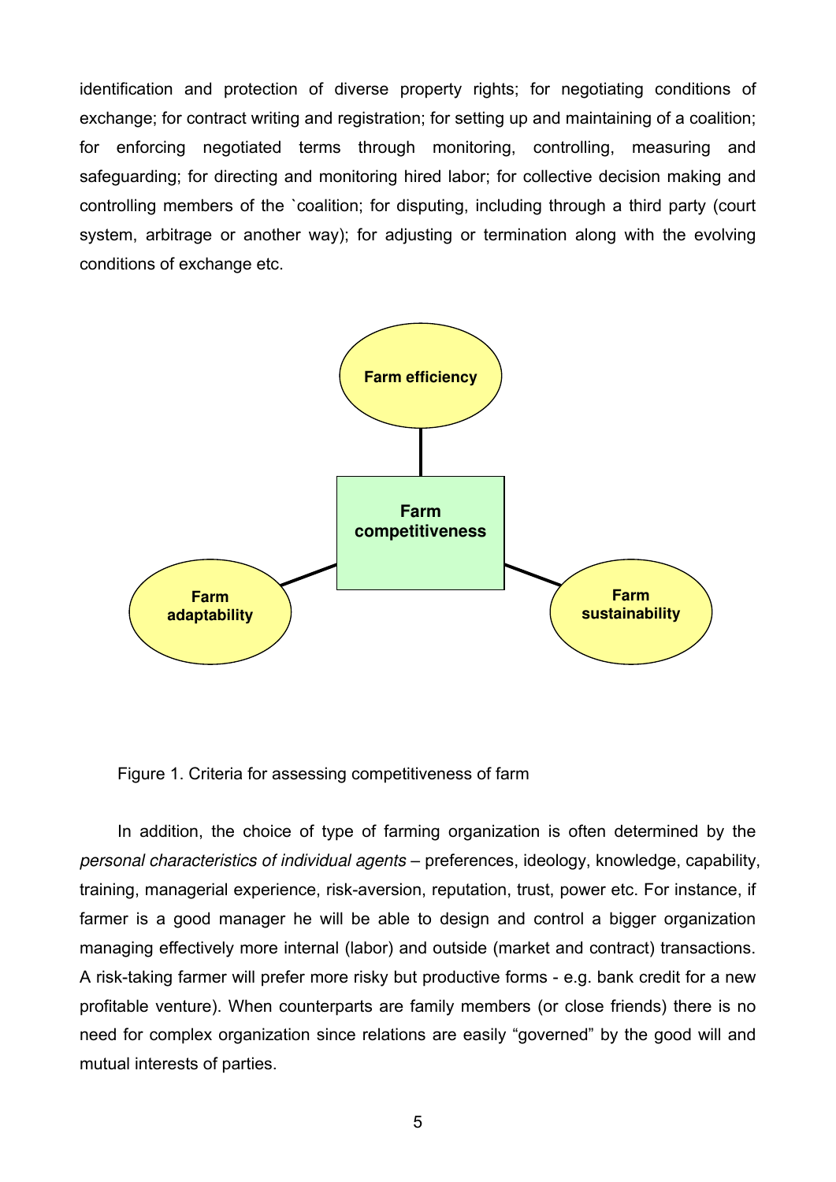identification and protection of diverse property rights; for negotiating conditions of exchange; for contract writing and registration; for setting up and maintaining of a coalition; for enforcing negotiated terms through monitoring, controlling, measuring and safeguarding; for directing and monitoring hired labor; for collective decision making and controlling members of the `coalition; for disputing, including through a third party (court system, arbitrage or another way); for adjusting or termination along with the evolving conditions of exchange etc.

Farm efficiency

Farm competitiveness

Farm adaptability

Farm sustainability

Figure 1. Criteria for assessing competitiveness of farm

In addition, the choice of type of farming organization is often determined by the *personal characteristics of individual agents* – preferences, ideology, knowledge, capability, training, managerial experience, risk-aversion, reputation, trust, power etc. For instance, if farmer is a good manager he will be able to design and control a bigger organization managing effectively more internal (labor) and outside (market and contract) transactions. A risk-taking farmer will prefer more risky but productive forms - e.g. bank credit for a new profitable venture). When counterparts are family members (or close friends) there is no need for complex organization since relations are easily "governed" by the good will and mutual interests of parties.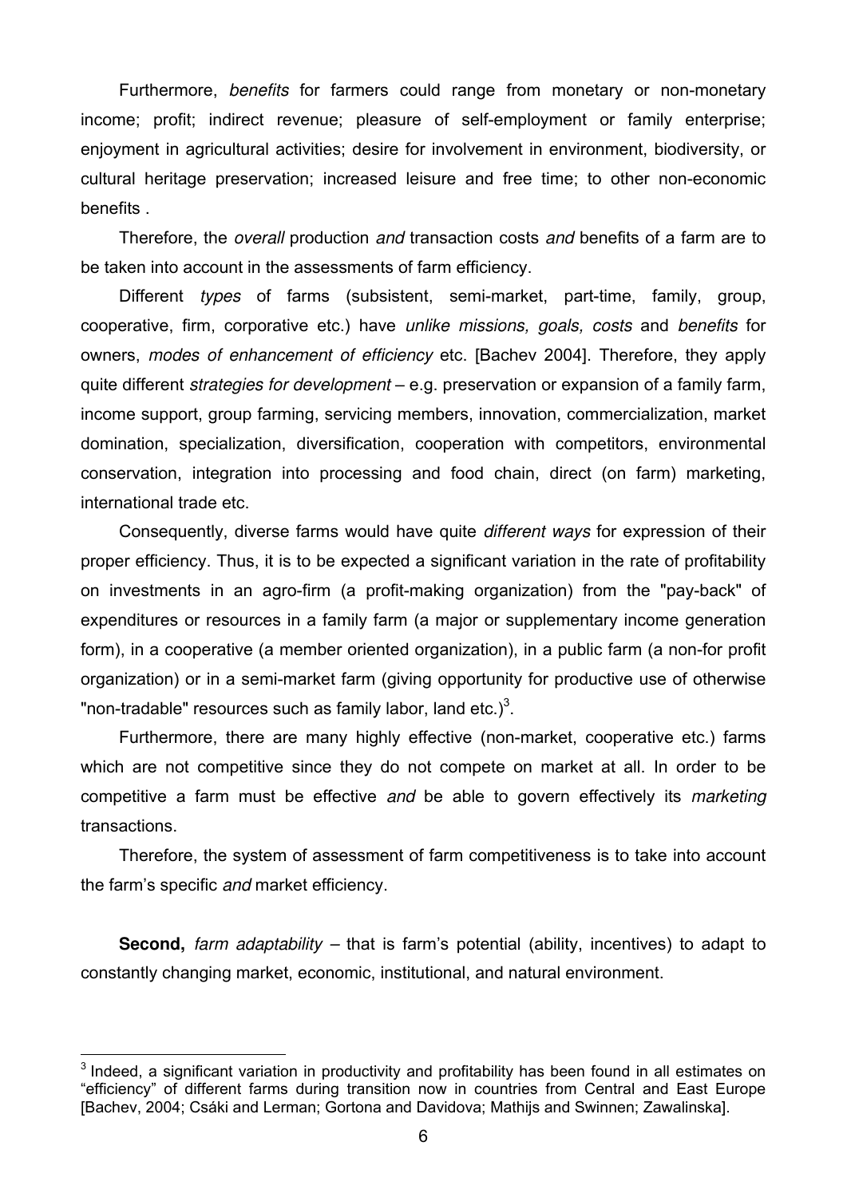Furthermore, *benefits* for farmers could range from monetary or non-monetary income; profit; indirect revenue; pleasure of self-employment or family enterprise; enjoyment in agricultural activities; desire for involvement in environment, biodiversity, or cultural heritage preservation; increased leisure and free time; to other non-economic benefits .

Therefore, the *overall* production *and* transaction costs *and* benefits of a farm are to be taken into account in the assessments of farm efficiency.

Different *types* of farms (subsistent, semi-market, part-time, family, group, cooperative, firm, corporative etc.) have *unlike missions, goals, costs* and *benefits* for owners, *modes of enhancement of efficiency* etc. [Bachev 2004]. Therefore, they apply quite different *strategies for development* – e.g. preservation or expansion of a family farm, income support, group farming, servicing members, innovation, commercialization, market domination, specialization, diversification, cooperation with competitors, environmental conservation, integration into processing and food chain, direct (on farm) marketing, international trade etc.

Consequently, diverse farms would have quite *different ways* for expression of their proper efficiency. Thus, it is to be expected a significant variation in the rate of profitability on investments in an agro-firm (a profit-making organization) from the "pay-back" of expenditures or resources in a family farm (a major or supplementary income generation form), in a cooperative (a member oriented organization), in a public farm (a non-for profit organization) or in a semi-market farm (giving opportunity for productive use of otherwise "non-tradable" resources such as family labor, land etc.)[3].

Furthermore, there are many highly effective (non-market, cooperative etc.) farms which are not competitive since they do not compete on market at all. In order to be competitive a farm must be effective *and* be able to govern effectively its *marketing* transactions.

Therefore, the system of assessment of farm competitiveness is to take into account the farm's specific *and* market efficiency.

**Second,** *farm adaptability* – that is farm's potential (ability, incentives) to adapt to constantly changing market, economic, institutional, and natural environment.

---

[3] Indeed, a significant variation in productivity and profitability has been found in all estimates on "efficiency" of different farms during transition now in countries from Central and East Europe [Bachev, 2004; Csáki and Lerman; Gortona and Davidova; Mathijs and Swinnen; Zawalinska].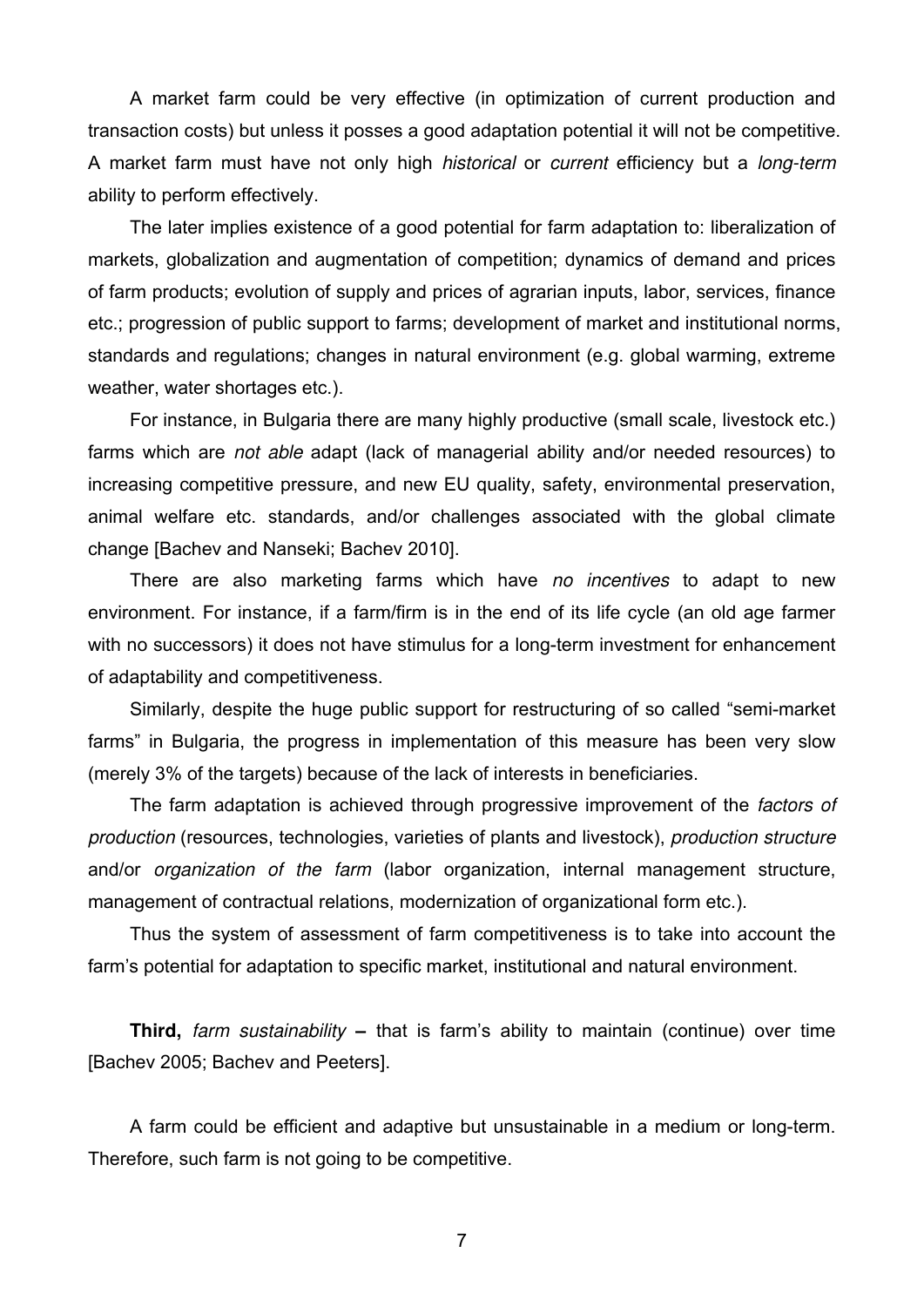A market farm could be very effective (in optimization of current production and transaction costs) but unless it posses a good adaptation potential it will not be competitive. A market farm must have not only high *historical* or *current* efficiency but a *long-term* ability to perform effectively.

The later implies existence of a good potential for farm adaptation to: liberalization of markets, globalization and augmentation of competition; dynamics of demand and prices of farm products; evolution of supply and prices of agrarian inputs, labor, services, finance etc.; progression of public support to farms; development of market and institutional norms, standards and regulations; changes in natural environment (e.g. global warming, extreme weather, water shortages etc.).

For instance, in Bulgaria there are many highly productive (small scale, livestock etc.) farms which are *not able* adapt (lack of managerial ability and/or needed resources) to increasing competitive pressure, and new EU quality, safety, environmental preservation, animal welfare etc. standards, and/or challenges associated with the global climate change [Bachev and Nanseki; Bachev 2010].

There are also marketing farms which have *no incentives* to adapt to new environment. For instance, if a farm/firm is in the end of its life cycle (an old age farmer with no successors) it does not have stimulus for a long-term investment for enhancement of adaptability and competitiveness.

Similarly, despite the huge public support for restructuring of so called "semi-market farms" in Bulgaria, the progress in implementation of this measure has been very slow (merely 3% of the targets) because of the lack of interests in beneficiaries.

The farm adaptation is achieved through progressive improvement of the *factors of production* (resources, technologies, varieties of plants and livestock), *production structure* and/or *organization of the farm* (labor organization, internal management structure, management of contractual relations, modernization of organizational form etc.).

Thus the system of assessment of farm competitiveness is to take into account the farm's potential for adaptation to specific market, institutional and natural environment.

**Third,** *farm sustainability* **–** that is farm's ability to maintain (continue) over time [Bachev 2005; Bachev and Peeters].

A farm could be efficient and adaptive but unsustainable in a medium or long-term. Therefore, such farm is not going to be competitive.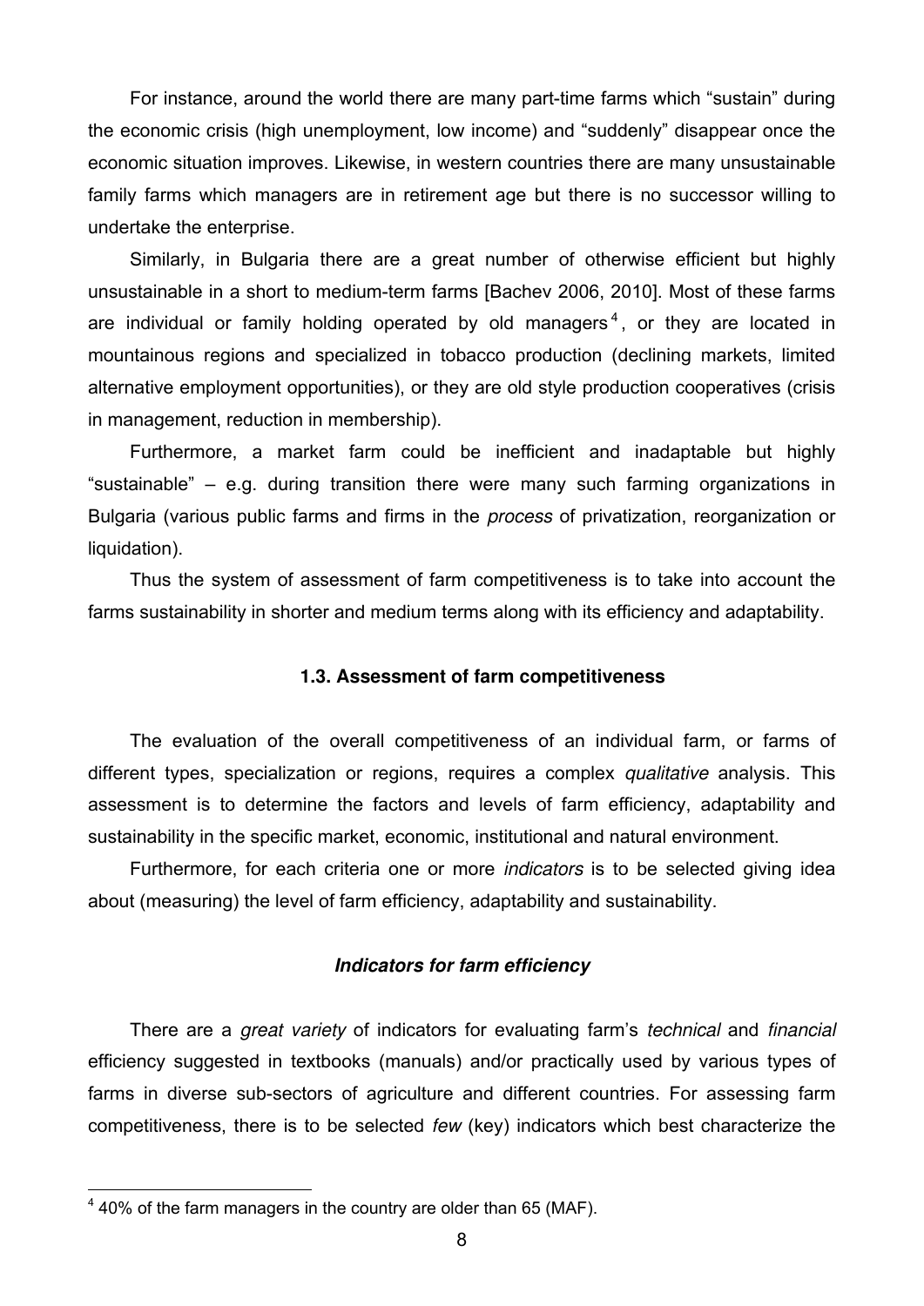For instance, around the world there are many part-time farms which "sustain" during the economic crisis (high unemployment, low income) and "suddenly" disappear once the economic situation improves. Likewise, in western countries there are many unsustainable family farms which managers are in retirement age but there is no successor willing to undertake the enterprise.

Similarly, in Bulgaria there are a great number of otherwise efficient but highly unsustainable in a short to medium-term farms [Bachev 2006, 2010]. Most of these farms are individual or family holding operated by old managers[4], or they are located in mountainous regions and specialized in tobacco production (declining markets, limited alternative employment opportunities), or they are old style production cooperatives (crisis in management, reduction in membership).

Furthermore, a market farm could be inefficient and inadaptable but highly "sustainable" – e.g. during transition there were many such farming organizations in Bulgaria (various public farms and firms in the *process* of privatization, reorganization or liquidation).

Thus the system of assessment of farm competitiveness is to take into account the farms sustainability in shorter and medium terms along with its efficiency and adaptability.

### 1.3. Assessment of farm competitiveness

The evaluation of the overall competitiveness of an individual farm, or farms of different types, specialization or regions, requires a complex *qualitative* analysis. This assessment is to determine the factors and levels of farm efficiency, adaptability and sustainability in the specific market, economic, institutional and natural environment.

Furthermore, for each criteria one or more *indicators* is to be selected giving idea about (measuring) the level of farm efficiency, adaptability and sustainability.

#### *Indicators for farm efficiency*

There are a *great variety* of indicators for evaluating farm's *technical* and *financial* efficiency suggested in textbooks (manuals) and/or practically used by various types of farms in diverse sub-sectors of agriculture and different countries. For assessing farm competitiveness, there is to be selected *few* (key) indicators which best characterize the

[4] 40% of the farm managers in the country are older than 65 (MAF).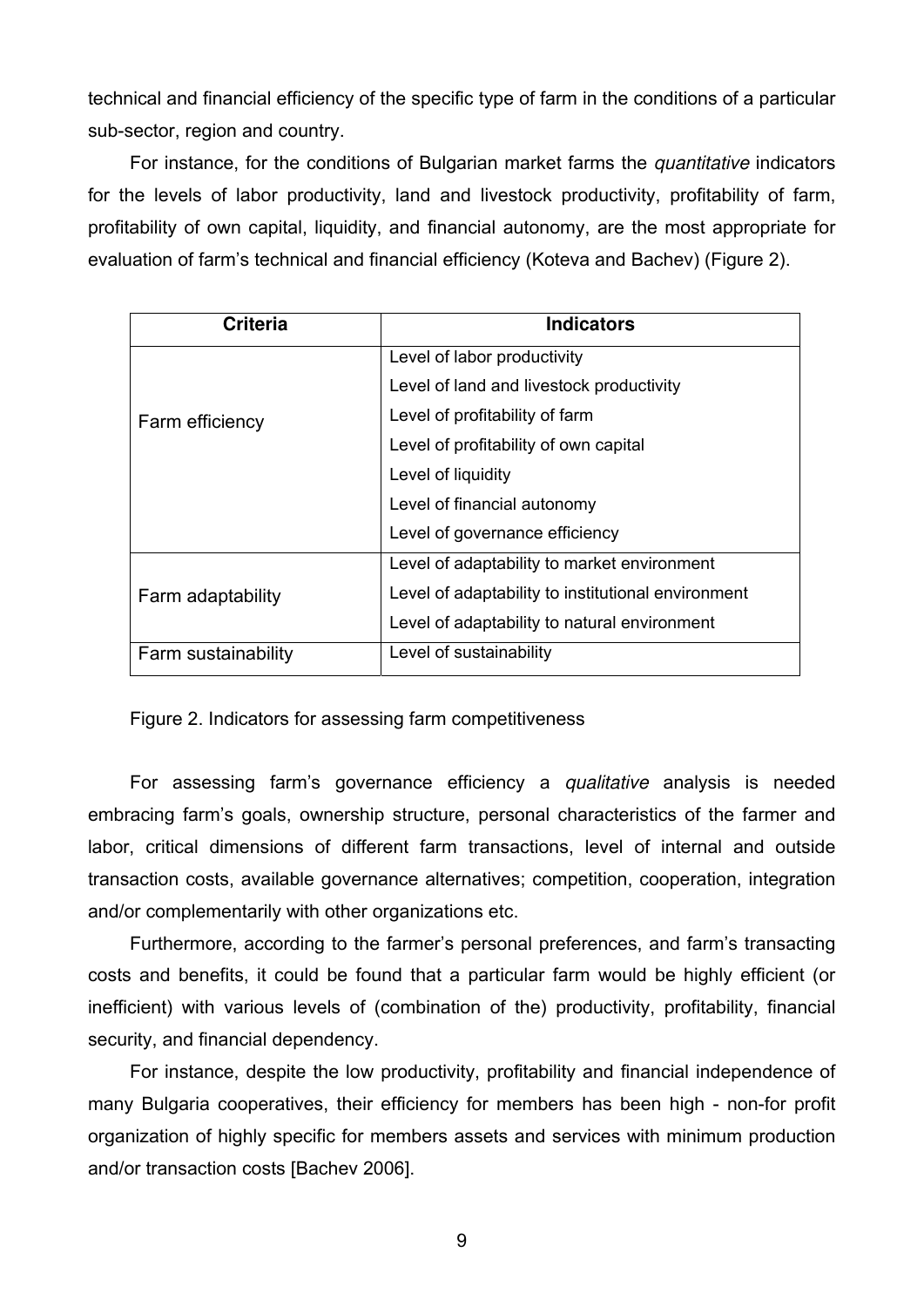technical and financial efficiency of the specific type of farm in the conditions of a particular sub-sector, region and country.

For instance, for the conditions of Bulgarian market farms the *quantitative* indicators for the levels of labor productivity, land and livestock productivity, profitability of farm, profitability of own capital, liquidity, and financial autonomy, are the most appropriate for evaluation of farm's technical and financial efficiency (Koteva and Bachev) (Figure 2).

| Criteria | Indicators |
|---|---|
| Farm efficiency | Level of labor productivity |
| | Level of land and livestock productivity |
| | Level of profitability of farm |
| | Level of profitability of own capital |
| | Level of liquidity |
| | Level of financial autonomy |
| | Level of governance efficiency |
| Farm adaptability | Level of adaptability to market environment |
| | Level of adaptability to institutional environment |
| | Level of adaptability to natural environment |
| Farm sustainability | Level of sustainability |

Figure 2. Indicators for assessing farm competitiveness

For assessing farm's governance efficiency a *qualitative* analysis is needed embracing farm's goals, ownership structure, personal characteristics of the farmer and labor, critical dimensions of different farm transactions, level of internal and outside transaction costs, available governance alternatives; competition, cooperation, integration and/or complementarily with other organizations etc.

Furthermore, according to the farmer's personal preferences, and farm's transacting costs and benefits, it could be found that a particular farm would be highly efficient (or inefficient) with various levels of (combination of the) productivity, profitability, financial security, and financial dependency.

For instance, despite the low productivity, profitability and financial independence of many Bulgaria cooperatives, their efficiency for members has been high - non-for profit organization of highly specific for members assets and services with minimum production and/or transaction costs [Bachev 2006].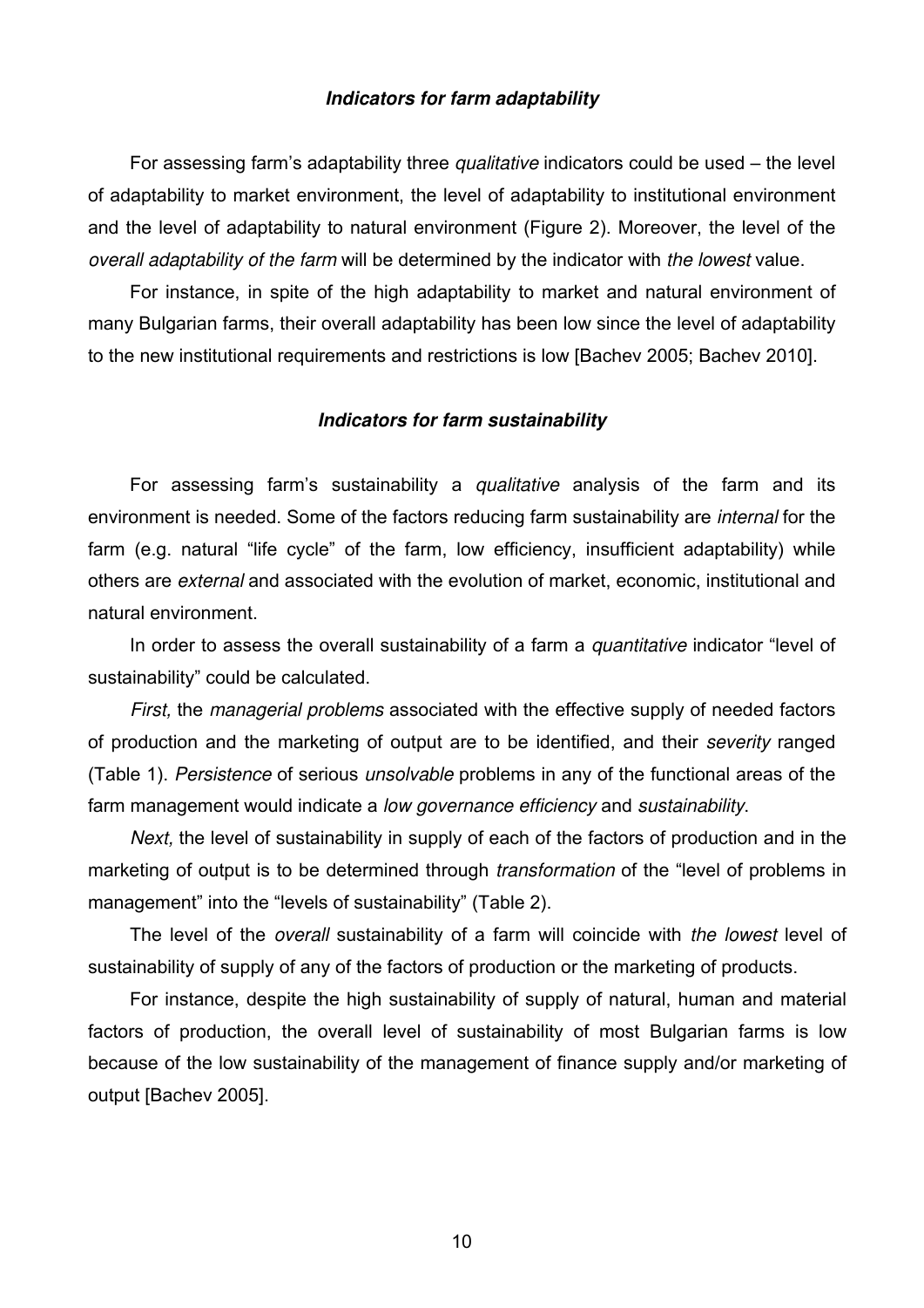### ***Indicators for farm adaptability***

For assessing farm's adaptability three *qualitative* indicators could be used – the level of adaptability to market environment, the level of adaptability to institutional environment and the level of adaptability to natural environment (Figure 2). Moreover, the level of the *overall adaptability of the farm* will be determined by the indicator with *the lowest* value.

For instance, in spite of the high adaptability to market and natural environment of many Bulgarian farms, their overall adaptability has been low since the level of adaptability to the new institutional requirements and restrictions is low [Bachev 2005; Bachev 2010].

### ***Indicators for farm sustainability***

For assessing farm's sustainability a *qualitative* analysis of the farm and its environment is needed. Some of the factors reducing farm sustainability are *internal* for the farm (e.g. natural "life cycle" of the farm, low efficiency, insufficient adaptability) while others are *external* and associated with the evolution of market, economic, institutional and natural environment.

In order to assess the overall sustainability of a farm a *quantitative* indicator "level of sustainability" could be calculated.

*First,* the *managerial problems* associated with the effective supply of needed factors of production and the marketing of output are to be identified, and their *severity* ranged (Table 1). *Persistence* of serious *unsolvable* problems in any of the functional areas of the farm management would indicate a *low governance efficiency* and *sustainability*.

*Next,* the level of sustainability in supply of each of the factors of production and in the marketing of output is to be determined through *transformation* of the "level of problems in management" into the "levels of sustainability" (Table 2).

The level of the *overall* sustainability of a farm will coincide with *the lowest* level of sustainability of supply of any of the factors of production or the marketing of products.

For instance, despite the high sustainability of supply of natural, human and material factors of production, the overall level of sustainability of most Bulgarian farms is low because of the low sustainability of the management of finance supply and/or marketing of output [Bachev 2005].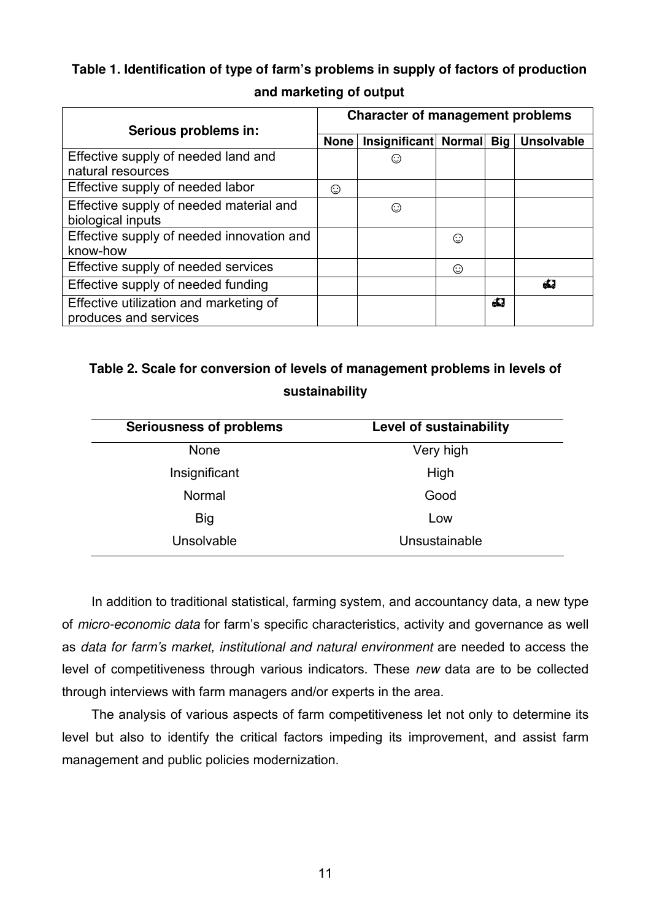**Table 1. Identification of type of farm's problems in supply of factors of production and marketing of output**

| Serious problems in: | Character of management problems | | | | |
|---|---|---|---|---|---|
| | None | Insignificant | Normal | Big | Unsolvable |
| Effective supply of needed land and natural resources | | ☺ | | | |
| Effective supply of needed labor | ☺ | | | | |
| Effective supply of needed material and biological inputs | | ☺ | | | |
| Effective supply of needed innovation and know-how | | | ☺ | | |
| Effective supply of needed services | | | ☺ | | |
| Effective supply of needed funding | | | | | ☹ |
| Effective utilization and marketing of produces and services | | | | ☹ | |

**Table 2. Scale for conversion of levels of management problems in levels of sustainability**

| Seriousness of problems | Level of sustainability |
|---|---|
| None | Very high |
| Insignificant | High |
| Normal | Good |
| Big | Low |
| Unsolvable | Unsustainable |

In addition to traditional statistical, farming system, and accountancy data, a new type of *micro-economic data* for farm's specific characteristics, activity and governance as well as *data for farm's market, institutional and natural environment* are needed to access the level of competitiveness through various indicators. These *new* data are to be collected through interviews with farm managers and/or experts in the area.

The analysis of various aspects of farm competitiveness let not only to determine its level but also to identify the critical factors impeding its improvement, and assist farm management and public policies modernization.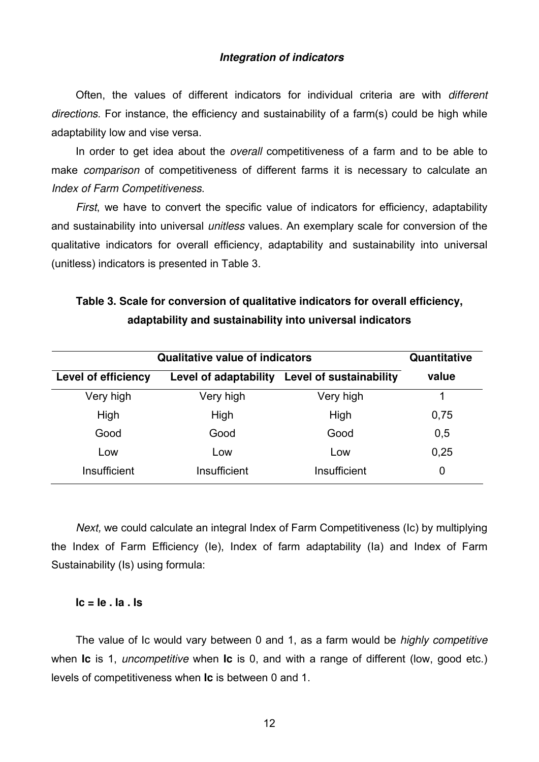### *Integration of indicators*

Often, the values of different indicators for individual criteria are with *different directions*. For instance, the efficiency and sustainability of a farm(s) could be high while adaptability low and vise versa.

In order to get idea about the *overall* competitiveness of a farm and to be able to make *comparison* of competitiveness of different farms it is necessary to calculate an *Index of Farm Competitiveness*.

*First*, we have to convert the specific value of indicators for efficiency, adaptability and sustainability into universal *unitless* values. An exemplary scale for conversion of the qualitative indicators for overall efficiency, adaptability and sustainability into universal (unitless) indicators is presented in Table 3.

**Table 3. Scale for conversion of qualitative indicators for overall efficiency, adaptability and sustainability into universal indicators**

| Qualitative value of indicators | | | Quantitative value |
|---|---|---|---|
| **Level of efficiency** | **Level of adaptability** | **Level of sustainability** | |
| Very high | Very high | Very high | 1 |
| High | High | High | 0,75 |
| Good | Good | Good | 0,5 |
| Low | Low | Low | 0,25 |
| Insufficient | Insufficient | Insufficient | 0 |

*Next,* we could calculate an integral Index of Farm Competitiveness (Ic) by multiplying the Index of Farm Efficiency (Ie), Index of farm adaptability (Ia) and Index of Farm Sustainability (Is) using formula:

$$Ic = Ie \cdot Ia \cdot Is$$

The value of Ic would vary between 0 and 1, as a farm would be *highly competitive* when **Ic** is 1, *uncompetitive* when **Ic** is 0, and with a range of different (low, good etc.) levels of competitiveness when **Ic** is between 0 and 1.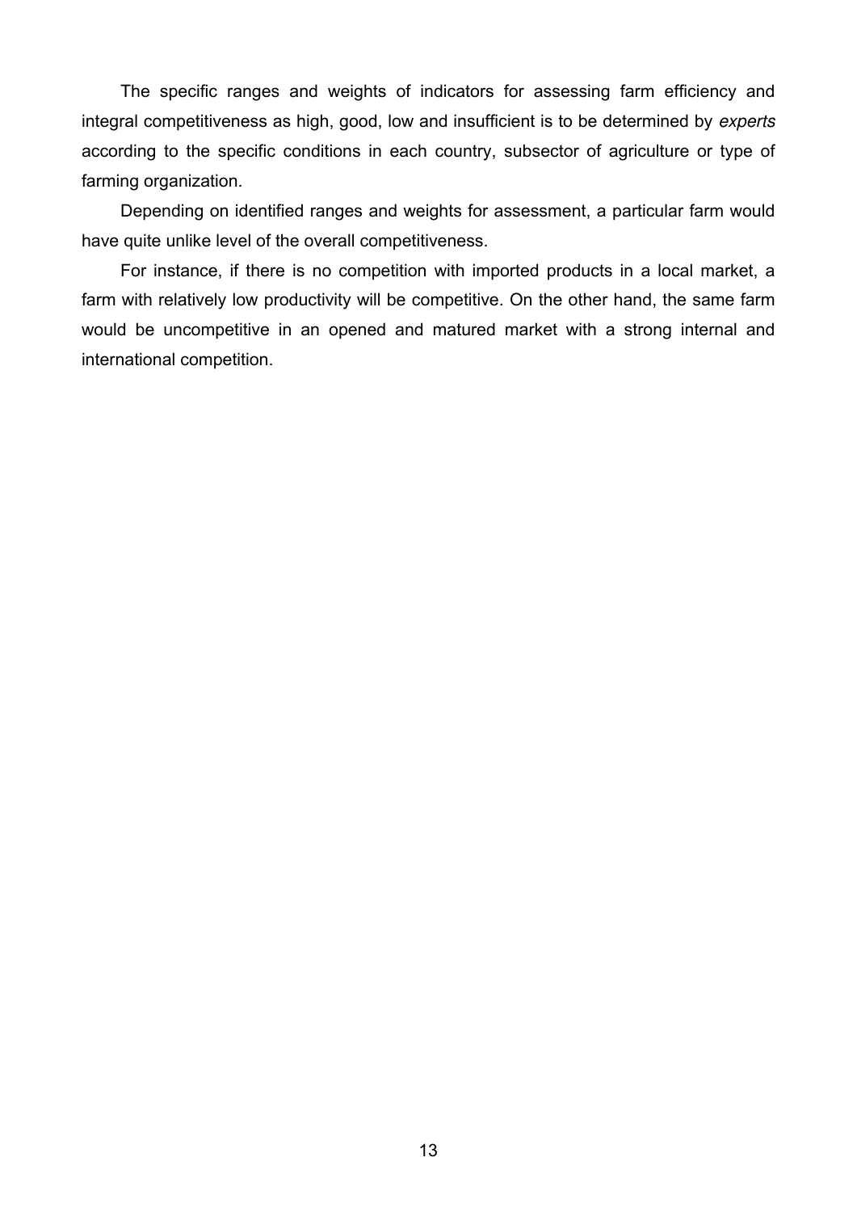The specific ranges and weights of indicators for assessing farm efficiency and integral competitiveness as high, good, low and insufficient is to be determined by *experts* according to the specific conditions in each country, subsector of agriculture or type of farming organization.

Depending on identified ranges and weights for assessment, a particular farm would have quite unlike level of the overall competitiveness.

For instance, if there is no competition with imported products in a local market, a farm with relatively low productivity will be competitive. On the other hand, the same farm would be uncompetitive in an opened and matured market with a strong internal and international competition.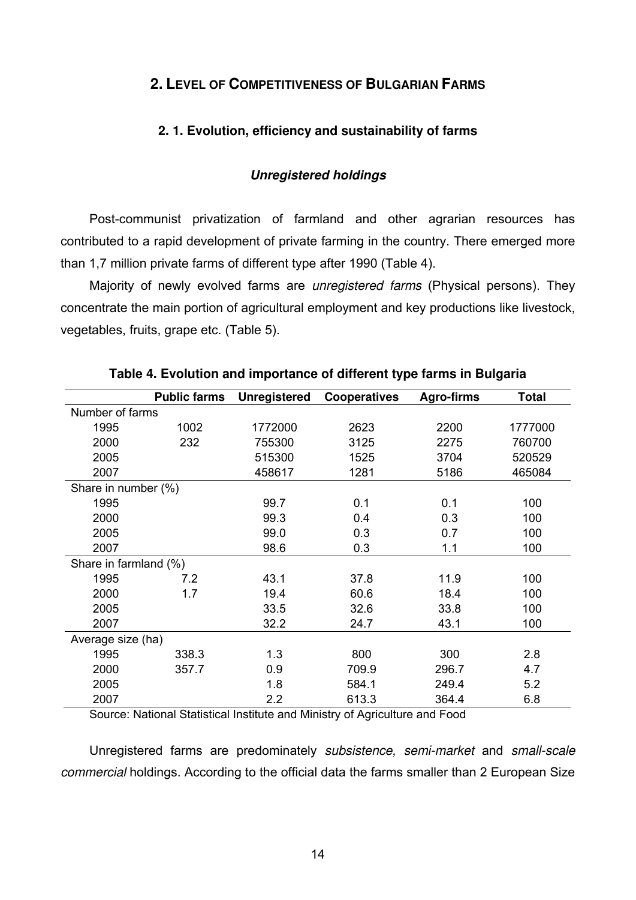## 2. LEVEL OF COMPETITIVENESS OF BULGARIAN FARMS

### 2. 1. Evolution, efficiency and sustainability of farms

#### *Unregistered holdings*

Post-communist privatization of farmland and other agrarian resources has contributed to a rapid development of private farming in the country. There emerged more than 1,7 million private farms of different type after 1990 (Table 4).

Majority of newly evolved farms are *unregistered farms* (Physical persons). They concentrate the main portion of agricultural employment and key productions like livestock, vegetables, fruits, grape etc. (Table 5).

**Table 4. Evolution and importance of different type farms in Bulgaria**

| | Public farms | Unregistered | Cooperatives | Agro-firms | Total |
|---|---|---|---|---|---|
| Number of farms | | | | | |
| 1995 | 1002 | 1772000 | 2623 | 2200 | 1777000 |
| 2000 | 232 | 755300 | 3125 | 2275 | 760700 |
| 2005 | | 515300 | 1525 | 3704 | 520529 |
| 2007 | | 458617 | 1281 | 5186 | 465084 |
| Share in number (%) | | | | | |
| 1995 | | 99.7 | 0.1 | 0.1 | 100 |
| 2000 | | 99.3 | 0.4 | 0.3 | 100 |
| 2005 | | 99.0 | 0.3 | 0.7 | 100 |
| 2007 | | 98.6 | 0.3 | 1.1 | 100 |
| Share in farmland (%) | | | | | |
| 1995 | 7.2 | 43.1 | 37.8 | 11.9 | 100 |
| 2000 | 1.7 | 19.4 | 60.6 | 18.4 | 100 |
| 2005 | | 33.5 | 32.6 | 33.8 | 100 |
| 2007 | | 32.2 | 24.7 | 43.1 | 100 |
| Average size (ha) | | | | | |
| 1995 | 338.3 | 1.3 | 800 | 300 | 2.8 |
| 2000 | 357.7 | 0.9 | 709.9 | 296.7 | 4.7 |
| 2005 | | 1.8 | 584.1 | 249.4 | 5.2 |
| 2007 | | 2.2 | 613.3 | 364.4 | 6.8 |

Source: National Statistical Institute and Ministry of Agriculture and Food

Unregistered farms are predominately *subsistence, semi-market* and *small-scale commercial* holdings. According to the official data the farms smaller than 2 European Size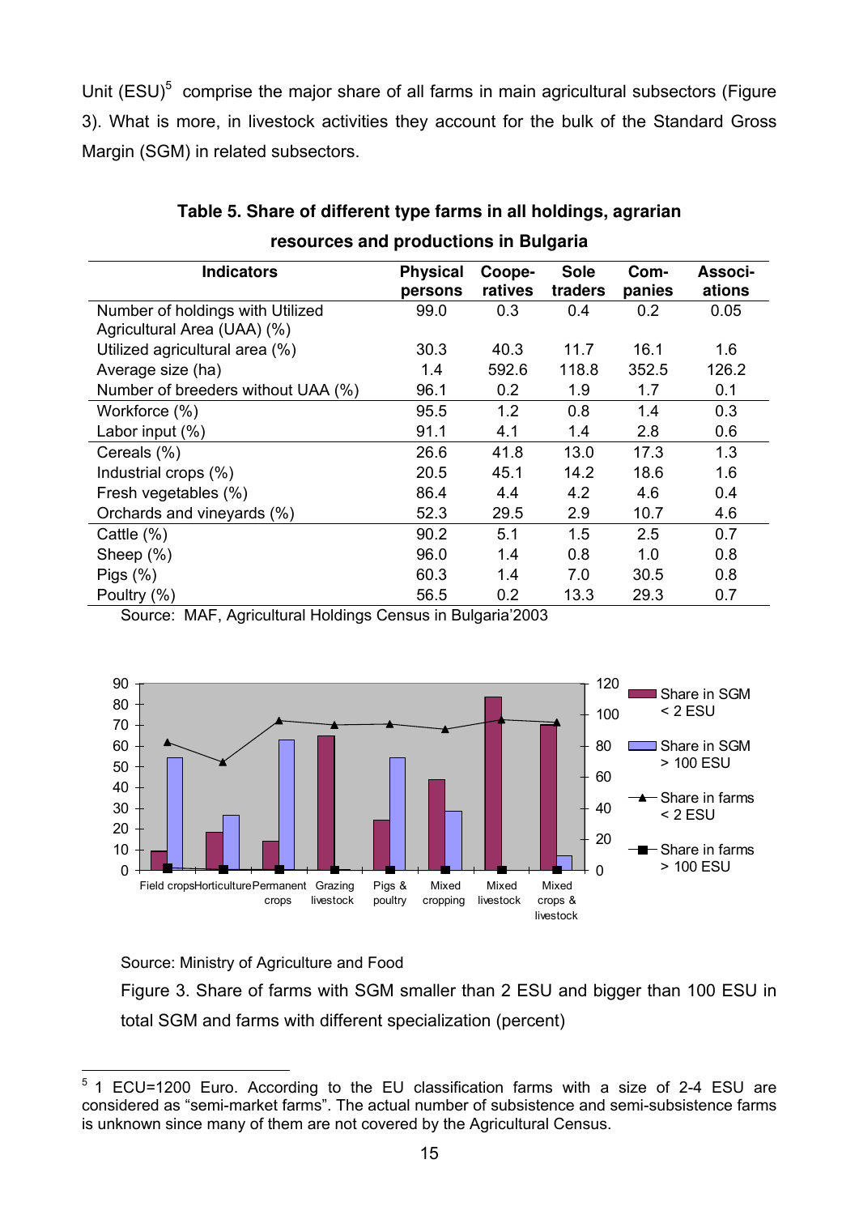Unit (ESU)[5] comprise the major share of all farms in main agricultural subsectors (Figure 3). What is more, in livestock activities they account for the bulk of the Standard Gross Margin (SGM) in related subsectors.

**Table 5. Share of different type farms in all holdings, agrarian resources and productions in Bulgaria**

| Indicators | Physical persons | Coope-ratives | Sole traders | Com-panies | Associ-ations |
|---|---|---|---|---|---|
| Number of holdings with Utilized Agricultural Area (UAA) (%) | 99.0 | 0.3 | 0.4 | 0.2 | 0.05 |
| Utilized agricultural area (%) | 30.3 | 40.3 | 11.7 | 16.1 | 1.6 |
| Average size (ha) | 1.4 | 592.6 | 118.8 | 352.5 | 126.2 |
| Number of breeders without UAA (%) | 96.1 | 0.2 | 1.9 | 1.7 | 0.1 |
| Workforce (%) | 95.5 | 1.2 | 0.8 | 1.4 | 0.3 |
| Labor input (%) | 91.1 | 4.1 | 1.4 | 2.8 | 0.6 |
| Cereals (%) | 26.6 | 41.8 | 13.0 | 17.3 | 1.3 |
| Industrial crops (%) | 20.5 | 45.1 | 14.2 | 18.6 | 1.6 |
| Fresh vegetables (%) | 86.4 | 4.4 | 4.2 | 4.6 | 0.4 |
| Orchards and vineyards (%) | 52.3 | 29.5 | 2.9 | 10.7 | 4.6 |
| Cattle (%) | 90.2 | 5.1 | 1.5 | 2.5 | 0.7 |
| Sheep (%) | 96.0 | 1.4 | 0.8 | 1.0 | 0.8 |
| Pigs (%) | 60.3 | 1.4 | 7.0 | 30.5 | 0.8 |
| Poultry (%) | 56.5 | 0.2 | 13.3 | 29.3 | 0.7 |

Source: MAF, Agricultural Holdings Census in Bulgaria'2003

Source: Ministry of Agriculture and Food

Figure 3. Share of farms with SGM smaller than 2 ESU and bigger than 100 ESU in total SGM and farms with different specialization (percent)

[5] 1 ECU=1200 Euro. According to the EU classification farms with a size of 2-4 ESU are considered as "semi-market farms". The actual number of subsistence and semi-subsistence farms is unknown since many of them are not covered by the Agricultural Census.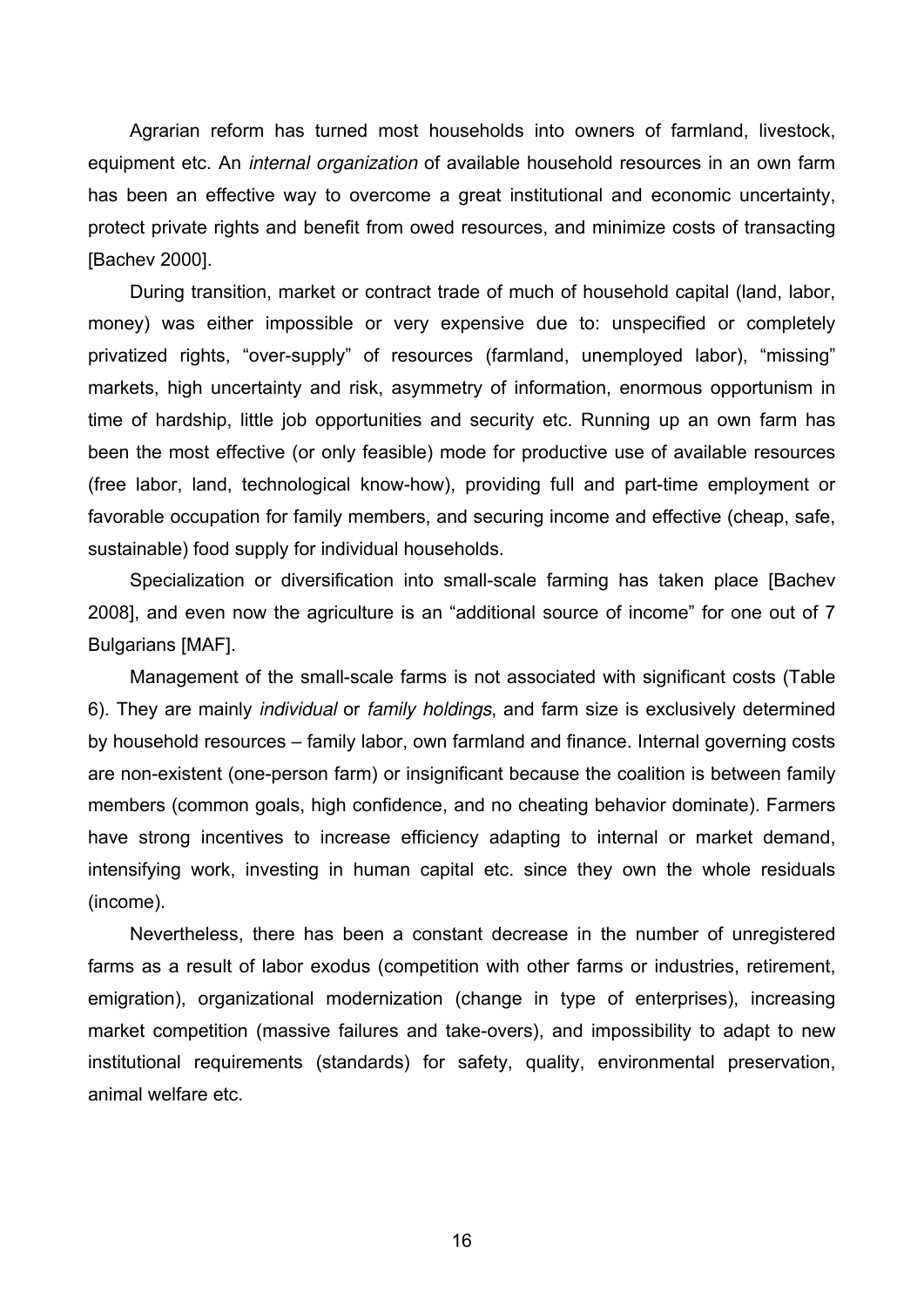Agrarian reform has turned most households into owners of farmland, livestock, equipment etc. An *internal organization* of available household resources in an own farm has been an effective way to overcome a great institutional and economic uncertainty, protect private rights and benefit from owed resources, and minimize costs of transacting [Bachev 2000].

During transition, market or contract trade of much of household capital (land, labor, money) was either impossible or very expensive due to: unspecified or completely privatized rights, "over-supply" of resources (farmland, unemployed labor), "missing" markets, high uncertainty and risk, asymmetry of information, enormous opportunism in time of hardship, little job opportunities and security etc. Running up an own farm has been the most effective (or only feasible) mode for productive use of available resources (free labor, land, technological know-how), providing full and part-time employment or favorable occupation for family members, and securing income and effective (cheap, safe, sustainable) food supply for individual households.

Specialization or diversification into small-scale farming has taken place [Bachev 2008], and even now the agriculture is an "additional source of income" for one out of 7 Bulgarians [MAF].

Management of the small-scale farms is not associated with significant costs (Table 6). They are mainly *individual* or *family holdings*, and farm size is exclusively determined by household resources – family labor, own farmland and finance. Internal governing costs are non-existent (one-person farm) or insignificant because the coalition is between family members (common goals, high confidence, and no cheating behavior dominate). Farmers have strong incentives to increase efficiency adapting to internal or market demand, intensifying work, investing in human capital etc. since they own the whole residuals (income).

Nevertheless, there has been a constant decrease in the number of unregistered farms as a result of labor exodus (competition with other farms or industries, retirement, emigration), organizational modernization (change in type of enterprises), increasing market competition (massive failures and take-overs), and impossibility to adapt to new institutional requirements (standards) for safety, quality, environmental preservation, animal welfare etc.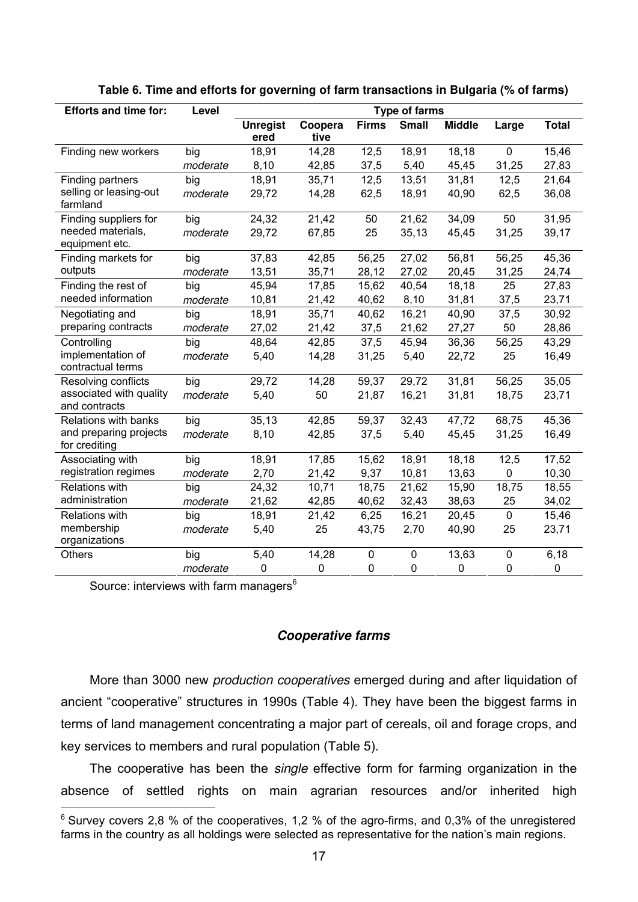**Table 6. Time and efforts for governing of farm transactions in Bulgaria (% of farms)**

| Efforts and time for: | Level | Type of farms | | | | | | |
|---|---|---|---|---|---|---|---|---|
| | | Unregistered | Cooperative | Firms | Small | Middle | Large | Total |
| Finding new workers | big | 18,91 | 14,28 | 12,5 | 18,91 | 18,18 | 0 | 15,46 |
| | *moderate* | 8,10 | 42,85 | 37,5 | 5,40 | 45,45 | 31,25 | 27,83 |
| Finding partners selling or leasing-out farmland | big | 18,91 | 35,71 | 12,5 | 13,51 | 31,81 | 12,5 | 21,64 |
| | *moderate* | 29,72 | 14,28 | 62,5 | 18,91 | 40,90 | 62,5 | 36,08 |
| Finding suppliers for needed materials, equipment etc. | big | 24,32 | 21,42 | 50 | 21,62 | 34,09 | 50 | 31,95 |
| | *moderate* | 29,72 | 67,85 | 25 | 35,13 | 45,45 | 31,25 | 39,17 |
| Finding markets for outputs | big | 37,83 | 42,85 | 56,25 | 27,02 | 56,81 | 56,25 | 45,36 |
| | *moderate* | 13,51 | 35,71 | 28,12 | 27,02 | 20,45 | 31,25 | 24,74 |
| Finding the rest of needed information | big | 45,94 | 17,85 | 15,62 | 40,54 | 18,18 | 25 | 27,83 |
| | *moderate* | 10,81 | 21,42 | 40,62 | 8,10 | 31,81 | 37,5 | 23,71 |
| Negotiating and preparing contracts | big | 18,91 | 35,71 | 40,62 | 16,21 | 40,90 | 37,5 | 30,92 |
| | *moderate* | 27,02 | 21,42 | 37,5 | 21,62 | 27,27 | 50 | 28,86 |
| Controlling implementation of contractual terms | big | 48,64 | 42,85 | 37,5 | 45,94 | 36,36 | 56,25 | 43,29 |
| | *moderate* | 5,40 | 14,28 | 31,25 | 5,40 | 22,72 | 25 | 16,49 |
| Resolving conflicts associated with quality and contracts | big | 29,72 | 14,28 | 59,37 | 29,72 | 31,81 | 56,25 | 35,05 |
| | *moderate* | 5,40 | 50 | 21,87 | 16,21 | 31,81 | 18,75 | 23,71 |
| Relations with banks and preparing projects for crediting | big | 35,13 | 42,85 | 59,37 | 32,43 | 47,72 | 68,75 | 45,36 |
| | *moderate* | 8,10 | 42,85 | 37,5 | 5,40 | 45,45 | 31,25 | 16,49 |
| Associating with registration regimes | big | 18,91 | 17,85 | 15,62 | 18,91 | 18,18 | 12,5 | 17,52 |
| | *moderate* | 2,70 | 21,42 | 9,37 | 10,81 | 13,63 | 0 | 10,30 |
| Relations with administration | big | 24,32 | 10,71 | 18,75 | 21,62 | 15,90 | 18,75 | 18,55 |
| | *moderate* | 21,62 | 42,85 | 40,62 | 32,43 | 38,63 | 25 | 34,02 |
| Relations with membership organizations | big | 18,91 | 21,42 | 6,25 | 16,21 | 20,45 | 0 | 15,46 |
| | *moderate* | 5,40 | 25 | 43,75 | 2,70 | 40,90 | 25 | 23,71 |
| Others | big | 5,40 | 14,28 | 0 | 0 | 13,63 | 0 | 6,18 |
| | *moderate* | 0 | 0 | 0 | 0 | 0 | 0 | 0 |

Source: interviews with farm managers[6]

### *Cooperative farms*

More than 3000 new *production cooperatives* emerged during and after liquidation of ancient "cooperative" structures in 1990s (Table 4). They have been the biggest farms in terms of land management concentrating a major part of cereals, oil and forage crops, and key services to members and rural population (Table 5).

The cooperative has been the *single* effective form for farming organization in the absence of settled rights on main agrarian resources and/or inherited high

[6] Survey covers 2,8 % of the cooperatives, 1,2 % of the agro-firms, and 0,3% of the unregistered farms in the country as all holdings were selected as representative for the nation's main regions.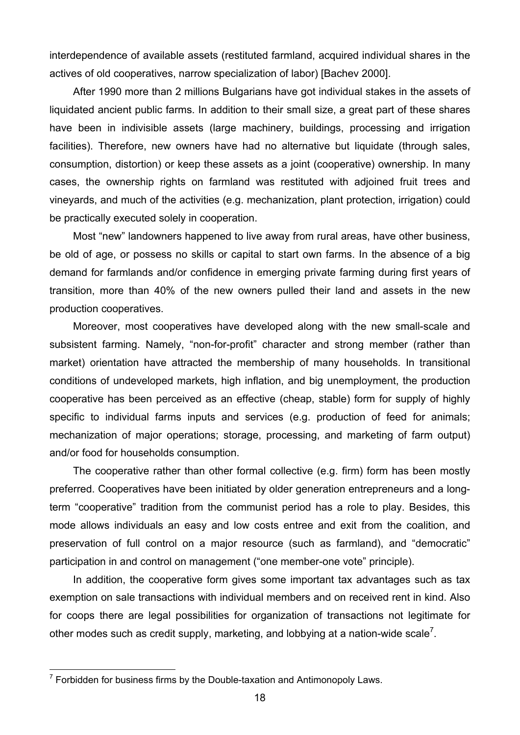interdependence of available assets (restituted farmland, acquired individual shares in the actives of old cooperatives, narrow specialization of labor) [Bachev 2000].

After 1990 more than 2 millions Bulgarians have got individual stakes in the assets of liquidated ancient public farms. In addition to their small size, a great part of these shares have been in indivisible assets (large machinery, buildings, processing and irrigation facilities). Therefore, new owners have had no alternative but liquidate (through sales, consumption, distortion) or keep these assets as a joint (cooperative) ownership. In many cases, the ownership rights on farmland was restituted with adjoined fruit trees and vineyards, and much of the activities (e.g. mechanization, plant protection, irrigation) could be practically executed solely in cooperation.

Most "new" landowners happened to live away from rural areas, have other business, be old of age, or possess no skills or capital to start own farms. In the absence of a big demand for farmlands and/or confidence in emerging private farming during first years of transition, more than 40% of the new owners pulled their land and assets in the new production cooperatives.

Moreover, most cooperatives have developed along with the new small-scale and subsistent farming. Namely, "non-for-profit" character and strong member (rather than market) orientation have attracted the membership of many households. In transitional conditions of undeveloped markets, high inflation, and big unemployment, the production cooperative has been perceived as an effective (cheap, stable) form for supply of highly specific to individual farms inputs and services (e.g. production of feed for animals; mechanization of major operations; storage, processing, and marketing of farm output) and/or food for households consumption.

The cooperative rather than other formal collective (e.g. firm) form has been mostly preferred. Cooperatives have been initiated by older generation entrepreneurs and a long-term "cooperative" tradition from the communist period has a role to play. Besides, this mode allows individuals an easy and low costs entree and exit from the coalition, and preservation of full control on a major resource (such as farmland), and "democratic" participation in and control on management ("one member-one vote" principle).

In addition, the cooperative form gives some important tax advantages such as tax exemption on sale transactions with individual members and on received rent in kind. Also for coops there are legal possibilities for organization of transactions not legitimate for other modes such as credit supply, marketing, and lobbying at a nation-wide scale[7].

[7] Forbidden for business firms by the Double-taxation and Antimonopoly Laws.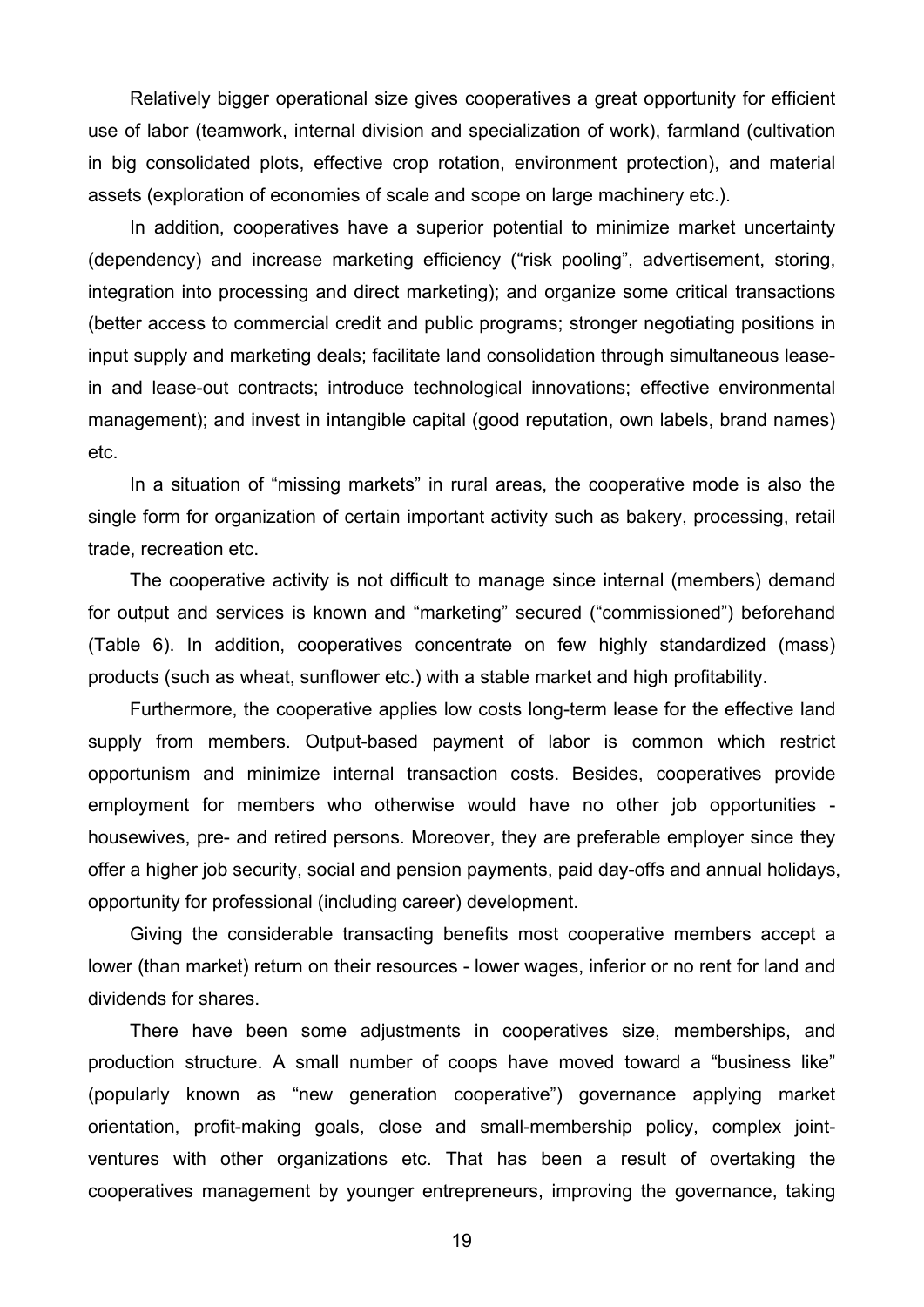Relatively bigger operational size gives cooperatives a great opportunity for efficient use of labor (teamwork, internal division and specialization of work), farmland (cultivation in big consolidated plots, effective crop rotation, environment protection), and material assets (exploration of economies of scale and scope on large machinery etc.).

In addition, cooperatives have a superior potential to minimize market uncertainty (dependency) and increase marketing efficiency ("risk pooling", advertisement, storing, integration into processing and direct marketing); and organize some critical transactions (better access to commercial credit and public programs; stronger negotiating positions in input supply and marketing deals; facilitate land consolidation through simultaneous lease-in and lease-out contracts; introduce technological innovations; effective environmental management); and invest in intangible capital (good reputation, own labels, brand names) etc.

In a situation of "missing markets" in rural areas, the cooperative mode is also the single form for organization of certain important activity such as bakery, processing, retail trade, recreation etc.

The cooperative activity is not difficult to manage since internal (members) demand for output and services is known and "marketing" secured ("commissioned") beforehand (Table 6). In addition, cooperatives concentrate on few highly standardized (mass) products (such as wheat, sunflower etc.) with a stable market and high profitability.

Furthermore, the cooperative applies low costs long-term lease for the effective land supply from members. Output-based payment of labor is common which restrict opportunism and minimize internal transaction costs. Besides, cooperatives provide employment for members who otherwise would have no other job opportunities - housewives, pre- and retired persons. Moreover, they are preferable employer since they offer a higher job security, social and pension payments, paid day-offs and annual holidays, opportunity for professional (including career) development.

Giving the considerable transacting benefits most cooperative members accept a lower (than market) return on their resources - lower wages, inferior or no rent for land and dividends for shares.

There have been some adjustments in cooperatives size, memberships, and production structure. A small number of coops have moved toward a "business like" (popularly known as "new generation cooperative") governance applying market orientation, profit-making goals, close and small-membership policy, complex joint-ventures with other organizations etc. That has been a result of overtaking the cooperatives management by younger entrepreneurs, improving the governance, taking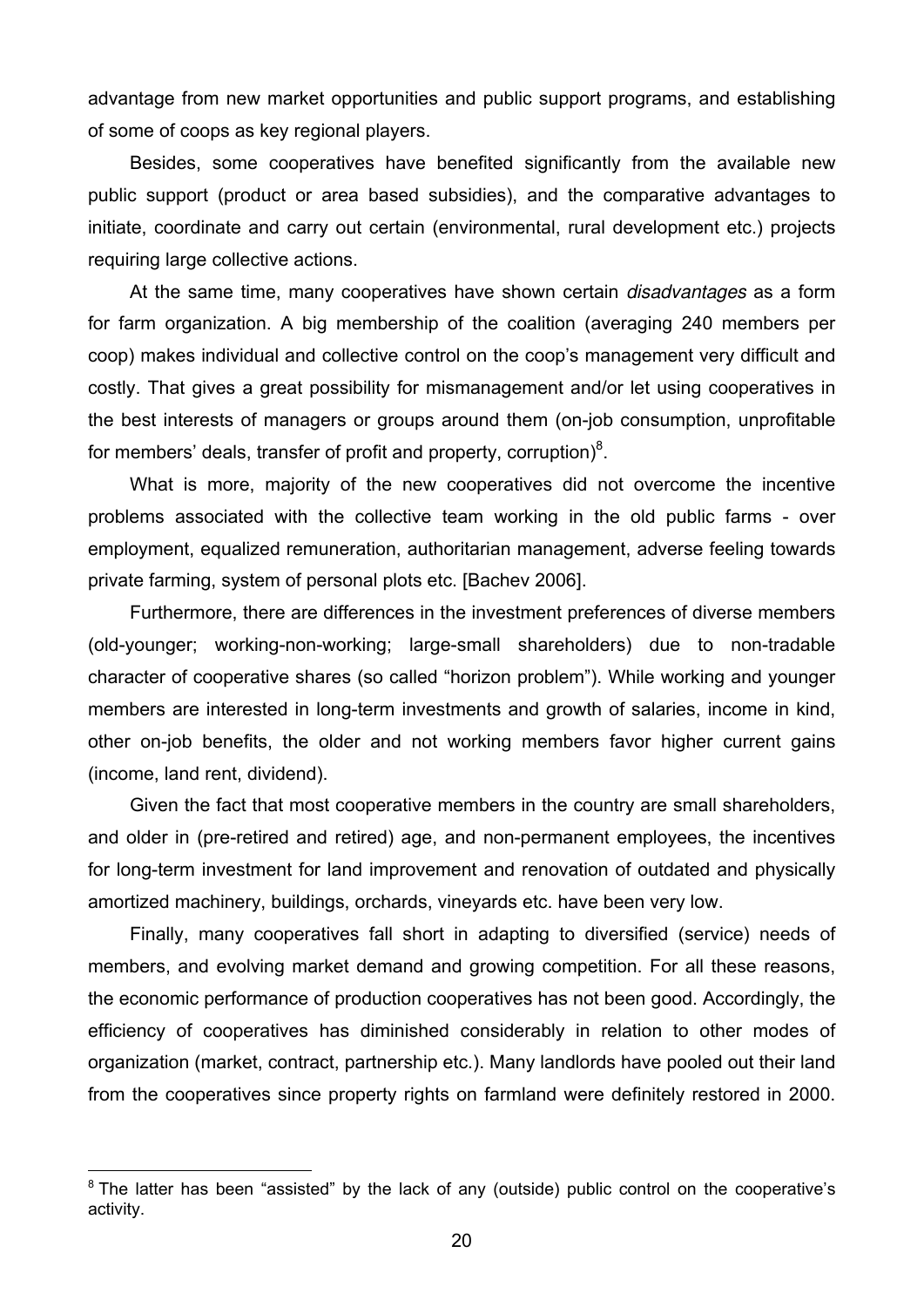advantage from new market opportunities and public support programs, and establishing of some of coops as key regional players.

Besides, some cooperatives have benefited significantly from the available new public support (product or area based subsidies), and the comparative advantages to initiate, coordinate and carry out certain (environmental, rural development etc.) projects requiring large collective actions.

At the same time, many cooperatives have shown certain *disadvantages* as a form for farm organization. A big membership of the coalition (averaging 240 members per coop) makes individual and collective control on the coop's management very difficult and costly. That gives a great possibility for mismanagement and/or let using cooperatives in the best interests of managers or groups around them (on-job consumption, unprofitable for members' deals, transfer of profit and property, corruption)[8].

What is more, majority of the new cooperatives did not overcome the incentive problems associated with the collective team working in the old public farms - over employment, equalized remuneration, authoritarian management, adverse feeling towards private farming, system of personal plots etc. [Bachev 2006].

Furthermore, there are differences in the investment preferences of diverse members (old-younger; working-non-working; large-small shareholders) due to non-tradable character of cooperative shares (so called "horizon problem"). While working and younger members are interested in long-term investments and growth of salaries, income in kind, other on-job benefits, the older and not working members favor higher current gains (income, land rent, dividend).

Given the fact that most cooperative members in the country are small shareholders, and older in (pre-retired and retired) age, and non-permanent employees, the incentives for long-term investment for land improvement and renovation of outdated and physically amortized machinery, buildings, orchards, vineyards etc. have been very low.

Finally, many cooperatives fall short in adapting to diversified (service) needs of members, and evolving market demand and growing competition. For all these reasons, the economic performance of production cooperatives has not been good. Accordingly, the efficiency of cooperatives has diminished considerably in relation to other modes of organization (market, contract, partnership etc.). Many landlords have pooled out their land from the cooperatives since property rights on farmland were definitely restored in 2000.

[8] The latter has been "assisted" by the lack of any (outside) public control on the cooperative's activity.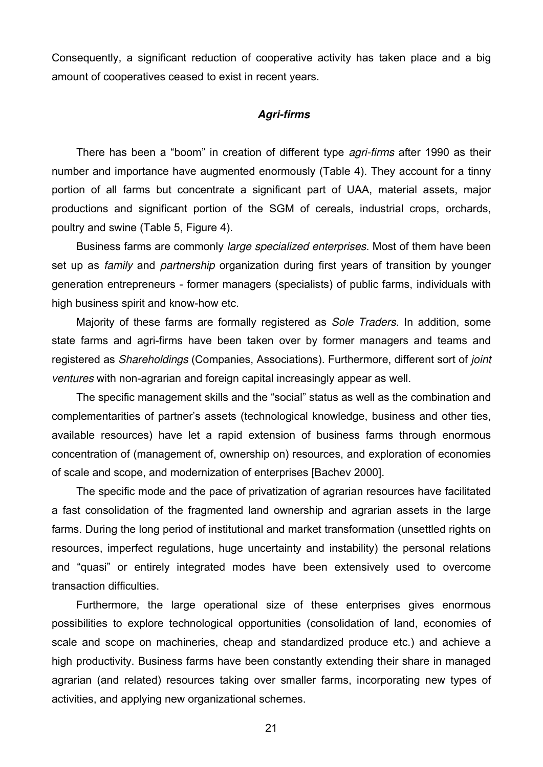Consequently, a significant reduction of cooperative activity has taken place and a big amount of cooperatives ceased to exist in recent years.

### *Agri-firms*

There has been a "boom" in creation of different type *agri-firms* after 1990 as their number and importance have augmented enormously (Table 4). They account for a tinny portion of all farms but concentrate a significant part of UAA, material assets, major productions and significant portion of the SGM of cereals, industrial crops, orchards, poultry and swine (Table 5, Figure 4).

Business farms are commonly *large specialized enterprises*. Most of them have been set up as *family* and *partnership* organization during first years of transition by younger generation entrepreneurs - former managers (specialists) of public farms, individuals with high business spirit and know-how etc.

Majority of these farms are formally registered as *Sole Traders*. In addition, some state farms and agri-firms have been taken over by former managers and teams and registered as *Shareholdings* (Companies, Associations). Furthermore, different sort of *joint ventures* with non-agrarian and foreign capital increasingly appear as well.

The specific management skills and the "social" status as well as the combination and complementarities of partner's assets (technological knowledge, business and other ties, available resources) have let a rapid extension of business farms through enormous concentration of (management of, ownership on) resources, and exploration of economies of scale and scope, and modernization of enterprises [Bachev 2000].

The specific mode and the pace of privatization of agrarian resources have facilitated a fast consolidation of the fragmented land ownership and agrarian assets in the large farms. During the long period of institutional and market transformation (unsettled rights on resources, imperfect regulations, huge uncertainty and instability) the personal relations and "quasi" or entirely integrated modes have been extensively used to overcome transaction difficulties.

Furthermore, the large operational size of these enterprises gives enormous possibilities to explore technological opportunities (consolidation of land, economies of scale and scope on machineries, cheap and standardized produce etc.) and achieve a high productivity. Business farms have been constantly extending their share in managed agrarian (and related) resources taking over smaller farms, incorporating new types of activities, and applying new organizational schemes.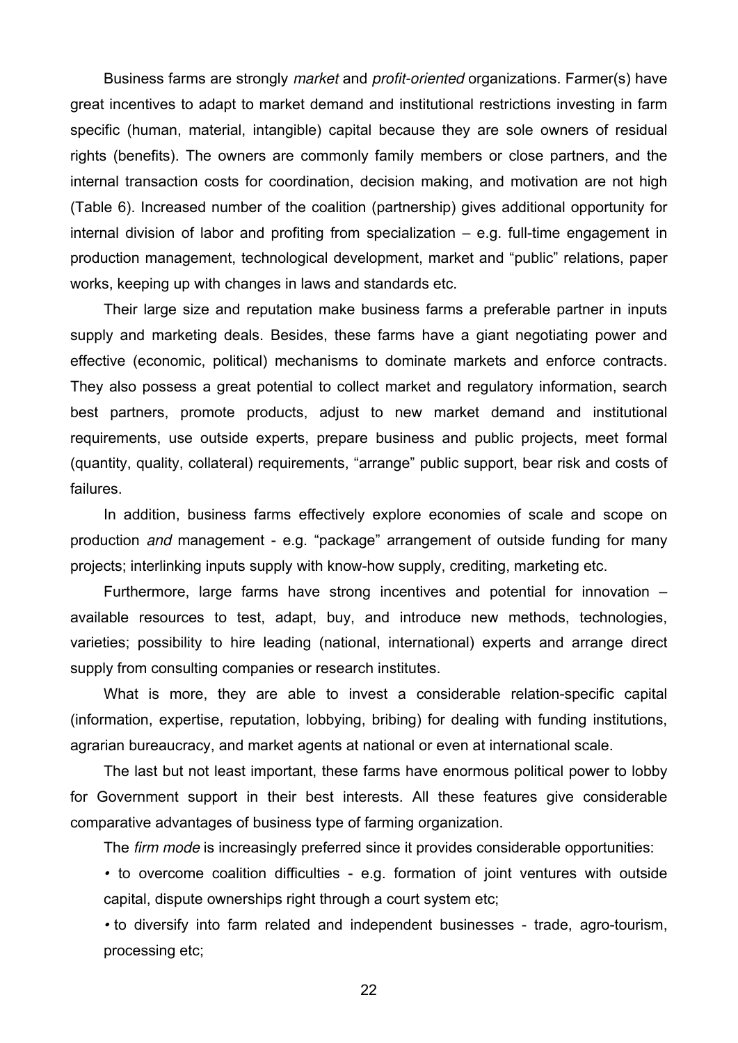Business farms are strongly *market* and *profit-oriented* organizations. Farmer(s) have great incentives to adapt to market demand and institutional restrictions investing in farm specific (human, material, intangible) capital because they are sole owners of residual rights (benefits). The owners are commonly family members or close partners, and the internal transaction costs for coordination, decision making, and motivation are not high (Table 6). Increased number of the coalition (partnership) gives additional opportunity for internal division of labor and profiting from specialization – e.g. full-time engagement in production management, technological development, market and "public" relations, paper works, keeping up with changes in laws and standards etc.

Their large size and reputation make business farms a preferable partner in inputs supply and marketing deals. Besides, these farms have a giant negotiating power and effective (economic, political) mechanisms to dominate markets and enforce contracts. They also possess a great potential to collect market and regulatory information, search best partners, promote products, adjust to new market demand and institutional requirements, use outside experts, prepare business and public projects, meet formal (quantity, quality, collateral) requirements, "arrange" public support, bear risk and costs of failures.

In addition, business farms effectively explore economies of scale and scope on production *and* management - e.g. "package" arrangement of outside funding for many projects; interlinking inputs supply with know-how supply, crediting, marketing etc.

Furthermore, large farms have strong incentives and potential for innovation – available resources to test, adapt, buy, and introduce new methods, technologies, varieties; possibility to hire leading (national, international) experts and arrange direct supply from consulting companies or research institutes.

What is more, they are able to invest a considerable relation-specific capital (information, expertise, reputation, lobbying, bribing) for dealing with funding institutions, agrarian bureaucracy, and market agents at national or even at international scale.

The last but not least important, these farms have enormous political power to lobby for Government support in their best interests. All these features give considerable comparative advantages of business type of farming organization.

The *firm mode* is increasingly preferred since it provides considerable opportunities:

- to overcome coalition difficulties - e.g. formation of joint ventures with outside capital, dispute ownerships right through a court system etc;
- to diversify into farm related and independent businesses - trade, agro-tourism, processing etc;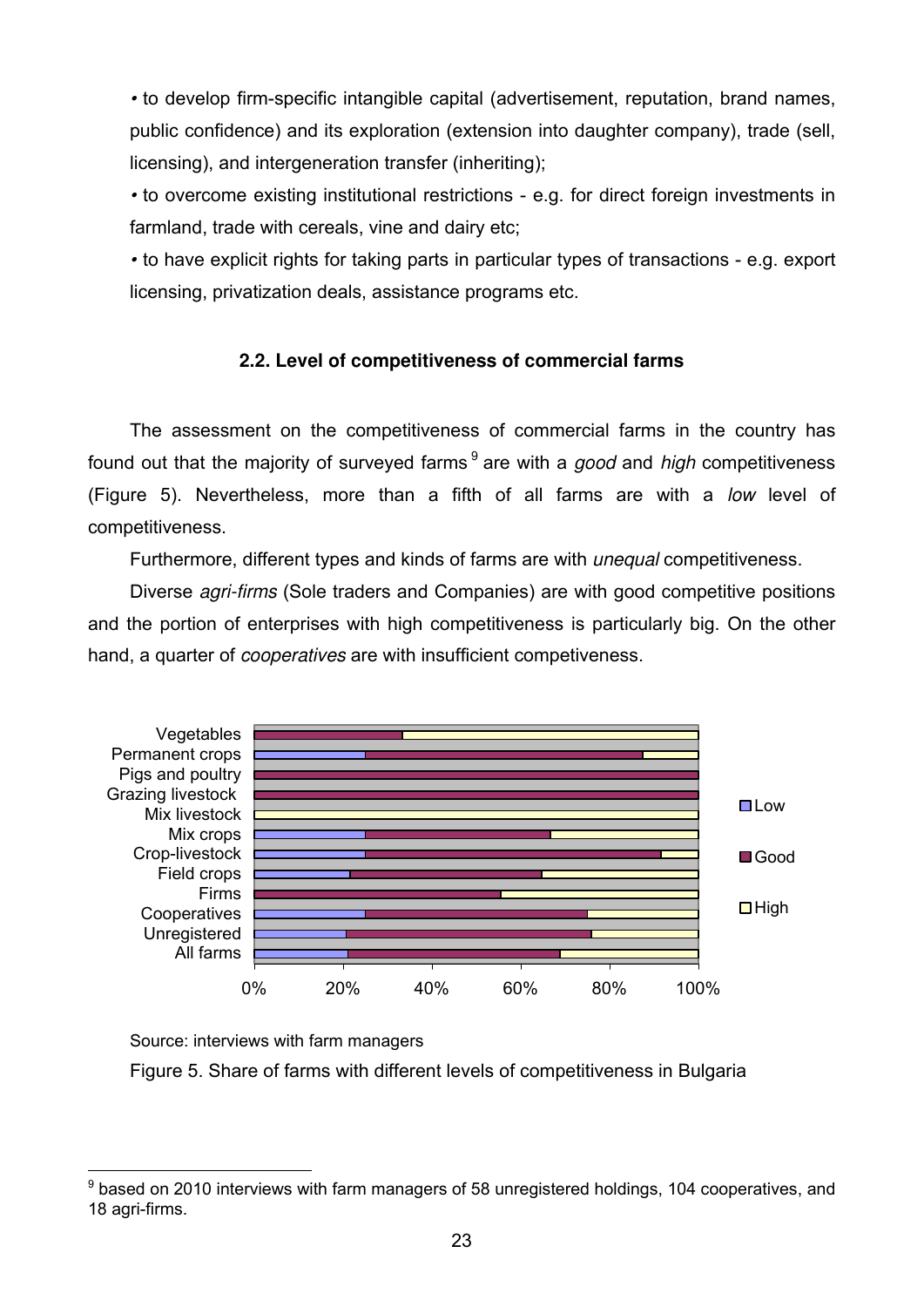• to develop firm-specific intangible capital (advertisement, reputation, brand names, public confidence) and its exploration (extension into daughter company), trade (sell, licensing), and intergeneration transfer (inheriting);

• to overcome existing institutional restrictions - e.g. for direct foreign investments in farmland, trade with cereals, vine and dairy etc;

• to have explicit rights for taking parts in particular types of transactions - e.g. export licensing, privatization deals, assistance programs etc.

### 2.2. Level of competitiveness of commercial farms

The assessment on the competitiveness of commercial farms in the country has found out that the majority of surveyed farms [9] are with a *good* and *high* competitiveness (Figure 5). Nevertheless, more than a fifth of all farms are with a *low* level of competitiveness.

Furthermore, different types and kinds of farms are with *unequal* competitiveness.

Diverse *agri-firms* (Sole traders and Companies) are with good competitive positions and the portion of enterprises with high competitiveness is particularly big. On the other hand, a quarter of *cooperatives* are with insufficient competeveness.

Source: interviews with farm managers

Figure 5. Share of farms with different levels of competitiveness in Bulgaria

[9] based on 2010 interviews with farm managers of 58 unregistered holdings, 104 cooperatives, and 18 agri-firms.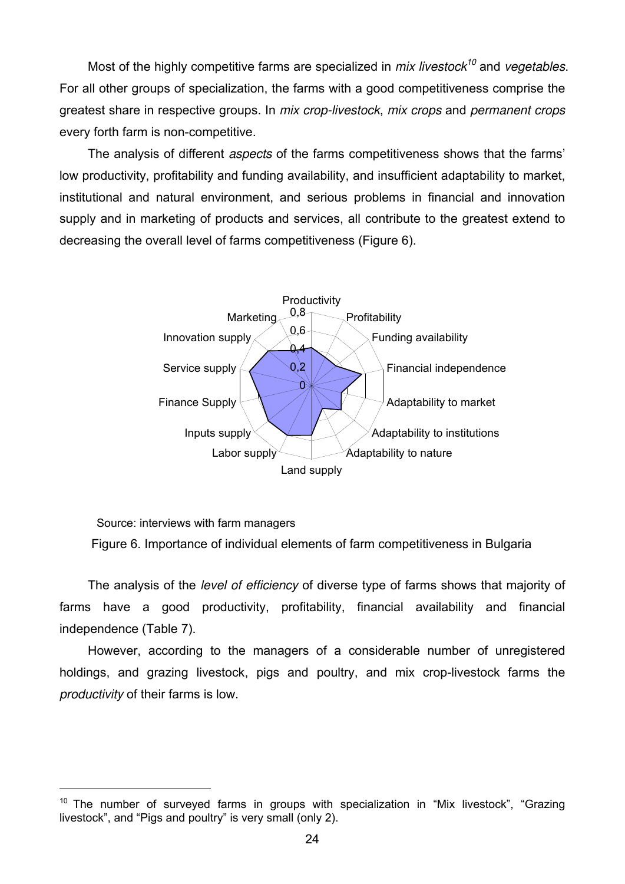Most of the highly competitive farms are specialized in *mix livestock*[10] and *vegetables*. For all other groups of specialization, the farms with a good competitiveness comprise the greatest share in respective groups. In *mix crop-livestock*, *mix crops* and *permanent crops* every forth farm is non-competitive.

The analysis of different *aspects* of the farms competitiveness shows that the farms' low productivity, profitability and funding availability, and insufficient adaptability to market, institutional and natural environment, and serious problems in financial and innovation supply and in marketing of products and services, all contribute to the greatest extend to decreasing the overall level of farms competitiveness (Figure 6).

Source: interviews with farm managers

Figure 6. Importance of individual elements of farm competitiveness in Bulgaria

The analysis of the *level of efficiency* of diverse type of farms shows that majority of farms have a good productivity, profitability, financial availability and financial independence (Table 7).

However, according to the managers of a considerable number of unregistered holdings, and grazing livestock, pigs and poultry, and mix crop-livestock farms the *productivity* of their farms is low.

[10] The number of surveyed farms in groups with specialization in "Mix livestock", "Grazing livestock", and "Pigs and poultry" is very small (only 2).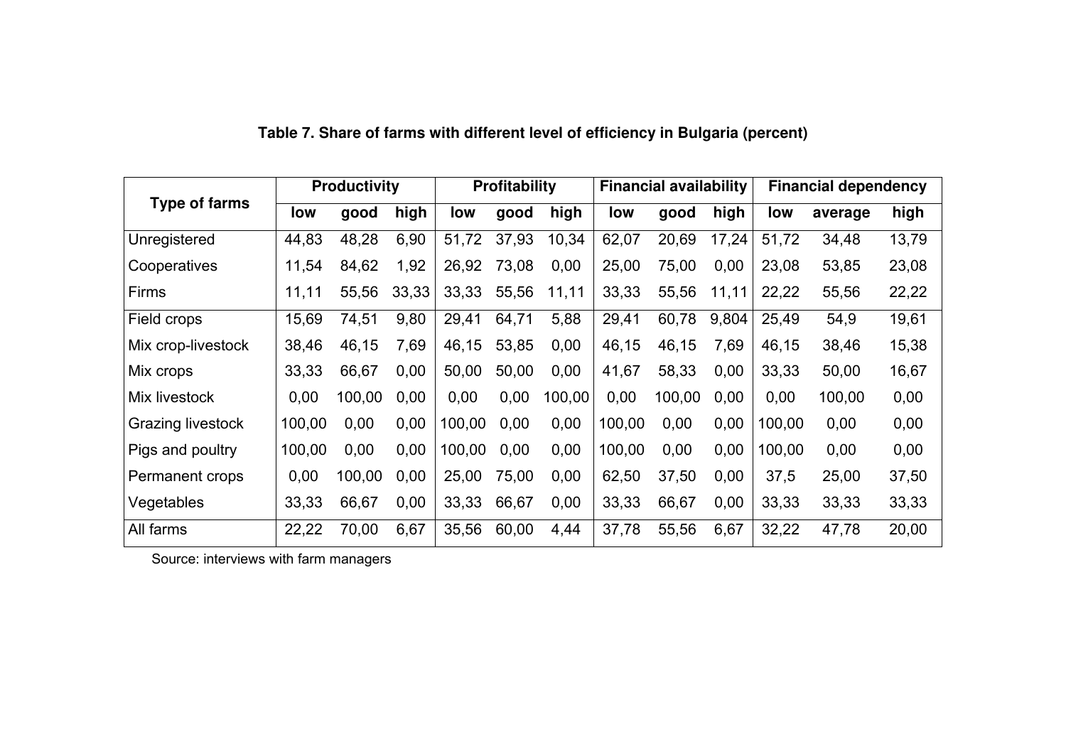**Table 7. Share of farms with different level of efficiency in Bulgaria (percent)**

| Type of farms | Productivity | | | Profitability | | | Financial availability | | | Financial dependency | | |
|---|---|---|---|---|---|---|---|---|---|---|---|---|
| | low | good | high | low | good | high | low | good | high | low | average | high |
| Unregistered | 44,83 | 48,28 | 6,90 | 51,72 | 37,93 | 10,34 | 62,07 | 20,69 | 17,24 | 51,72 | 34,48 | 13,79 |
| Cooperatives | 11,54 | 84,62 | 1,92 | 26,92 | 73,08 | 0,00 | 25,00 | 75,00 | 0,00 | 23,08 | 53,85 | 23,08 |
| Firms | 11,11 | 55,56 | 33,33 | 33,33 | 55,56 | 11,11 | 33,33 | 55,56 | 11,11 | 22,22 | 55,56 | 22,22 |
| Field crops | 15,69 | 74,51 | 9,80 | 29,41 | 64,71 | 5,88 | 29,41 | 60,78 | 9,804 | 25,49 | 54,9 | 19,61 |
| Mix crop-livestock | 38,46 | 46,15 | 7,69 | 46,15 | 53,85 | 0,00 | 46,15 | 46,15 | 7,69 | 46,15 | 38,46 | 15,38 |
| Mix crops | 33,33 | 66,67 | 0,00 | 50,00 | 50,00 | 0,00 | 41,67 | 58,33 | 0,00 | 33,33 | 50,00 | 16,67 |
| Mix livestock | 0,00 | 100,00 | 0,00 | 0,00 | 0,00 | 100,00 | 0,00 | 100,00 | 0,00 | 0,00 | 100,00 | 0,00 |
| Grazing livestock | 100,00 | 0,00 | 0,00 | 100,00 | 0,00 | 0,00 | 100,00 | 0,00 | 0,00 | 100,00 | 0,00 | 0,00 |
| Pigs and poultry | 100,00 | 0,00 | 0,00 | 100,00 | 0,00 | 0,00 | 100,00 | 0,00 | 0,00 | 100,00 | 0,00 | 0,00 |
| Permanent crops | 0,00 | 100,00 | 0,00 | 25,00 | 75,00 | 0,00 | 62,50 | 37,50 | 0,00 | 37,5 | 25,00 | 37,50 |
| Vegetables | 33,33 | 66,67 | 0,00 | 33,33 | 66,67 | 0,00 | 33,33 | 66,67 | 0,00 | 33,33 | 33,33 | 33,33 |
| All farms | 22,22 | 70,00 | 6,67 | 35,56 | 60,00 | 4,44 | 37,78 | 55,56 | 6,67 | 32,22 | 47,78 | 20,00 |

Source: interviews with farm managers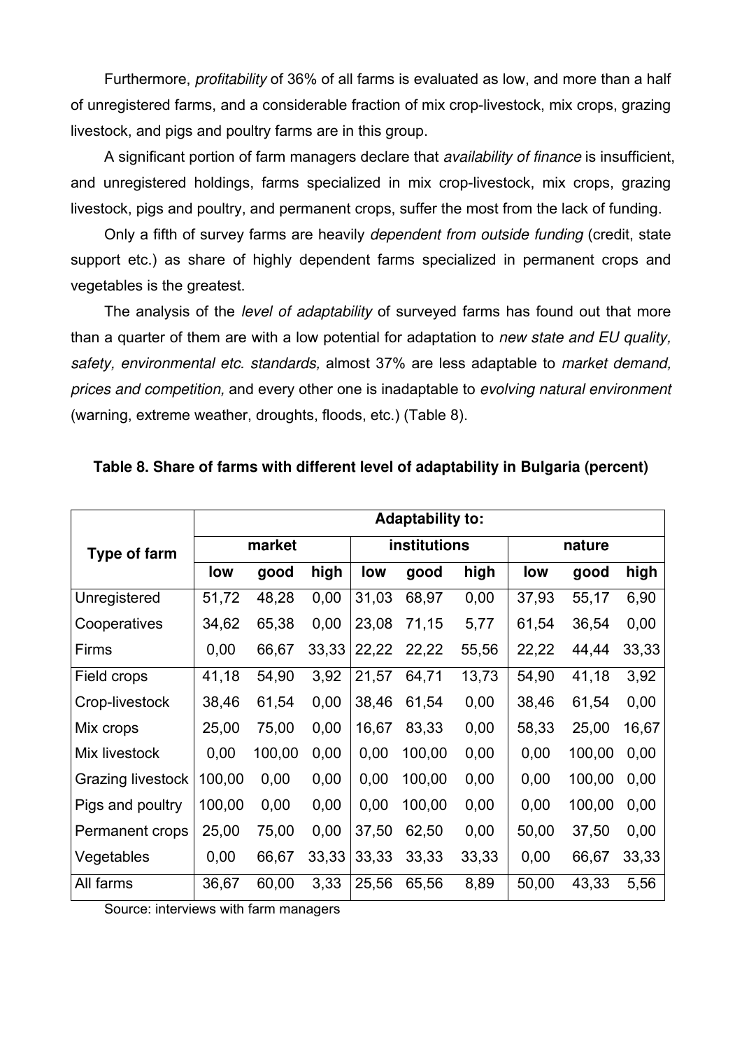Furthermore, *profitability* of 36% of all farms is evaluated as low, and more than a half of unregistered farms, and a considerable fraction of mix crop-livestock, mix crops, grazing livestock, and pigs and poultry farms are in this group.

A significant portion of farm managers declare that *availability of finance* is insufficient, and unregistered holdings, farms specialized in mix crop-livestock, mix crops, grazing livestock, pigs and poultry, and permanent crops, suffer the most from the lack of funding.

Only a fifth of survey farms are heavily *dependent from outside funding* (credit, state support etc.) as share of highly dependent farms specialized in permanent crops and vegetables is the greatest.

The analysis of the *level of adaptability* of surveyed farms has found out that more than a quarter of them are with a low potential for adaptation to *new state and EU quality, safety, environmental etc. standards,* almost 37% are less adaptable to *market demand, prices and competition,* and every other one is inadaptable to *evolving natural environment* (warning, extreme weather, droughts, floods, etc.) (Table 8).

**Table 8. Share of farms with different level of adaptability in Bulgaria (percent)**

| Type of farm | Adaptability to: | | | | | | | | |
|---|---|---|---|---|---|---|---|---|---|
| | market | | | institutions | | | nature | | |
| | low | good | high | low | good | high | low | good | high |
| Unregistered | 51,72 | 48,28 | 0,00 | 31,03 | 68,97 | 0,00 | 37,93 | 55,17 | 6,90 |
| Cooperatives | 34,62 | 65,38 | 0,00 | 23,08 | 71,15 | 5,77 | 61,54 | 36,54 | 0,00 |
| Firms | 0,00 | 66,67 | 33,33 | 22,22 | 22,22 | 55,56 | 22,22 | 44,44 | 33,33 |
| Field crops | 41,18 | 54,90 | 3,92 | 21,57 | 64,71 | 13,73 | 54,90 | 41,18 | 3,92 |
| Crop-livestock | 38,46 | 61,54 | 0,00 | 38,46 | 61,54 | 0,00 | 38,46 | 61,54 | 0,00 |
| Mix crops | 25,00 | 75,00 | 0,00 | 16,67 | 83,33 | 0,00 | 58,33 | 25,00 | 16,67 |
| Mix livestock | 0,00 | 100,00 | 0,00 | 0,00 | 100,00 | 0,00 | 0,00 | 100,00 | 0,00 |
| Grazing livestock | 100,00 | 0,00 | 0,00 | 0,00 | 100,00 | 0,00 | 0,00 | 100,00 | 0,00 |
| Pigs and poultry | 100,00 | 0,00 | 0,00 | 0,00 | 100,00 | 0,00 | 0,00 | 100,00 | 0,00 |
| Permanent crops | 25,00 | 75,00 | 0,00 | 37,50 | 62,50 | 0,00 | 50,00 | 37,50 | 0,00 |
| Vegetables | 0,00 | 66,67 | 33,33 | 33,33 | 33,33 | 33,33 | 0,00 | 66,67 | 33,33 |
| All farms | 36,67 | 60,00 | 3,33 | 25,56 | 65,56 | 8,89 | 50,00 | 43,33 | 5,56 |

Source: interviews with farm managers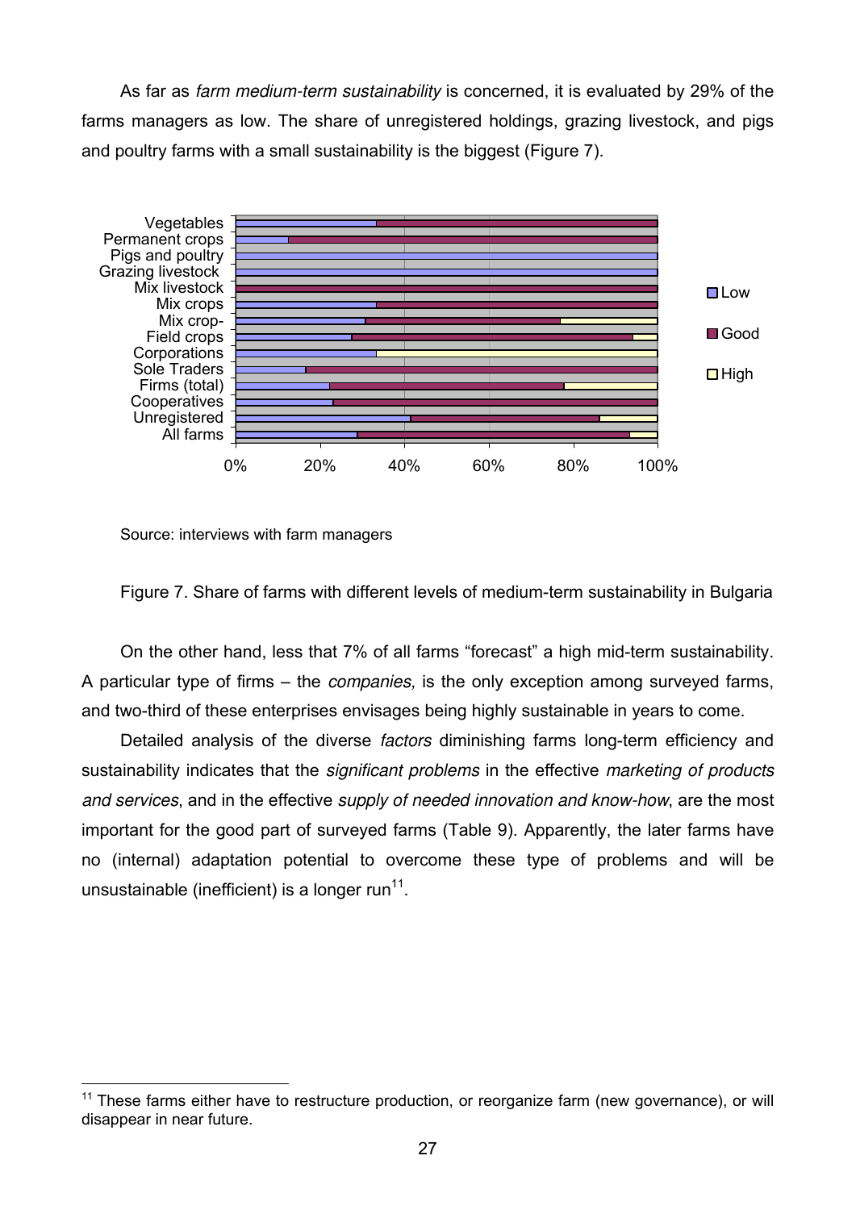As far as *farm medium-term sustainability* is concerned, it is evaluated by 29% of the farms managers as low. The share of unregistered holdings, grazing livestock, and pigs and poultry farms with a small sustainability is the biggest (Figure 7).

Source: interviews with farm managers

Figure 7. Share of farms with different levels of medium-term sustainability in Bulgaria

On the other hand, less that 7% of all farms "forecast" a high mid-term sustainability. A particular type of firms – the *companies,* is the only exception among surveyed farms, and two-third of these enterprises envisages being highly sustainable in years to come.

Detailed analysis of the diverse *factors* diminishing farms long-term efficiency and sustainability indicates that the *significant problems* in the effective *marketing of products and services*, and in the effective *supply of needed innovation and know-how*, are the most important for the good part of surveyed farms (Table 9). Apparently, the later farms have no (internal) adaptation potential to overcome these type of problems and will be unsustainable (inefficient) is a longer run[11].

[11] These farms either have to restructure production, or reorganize farm (new governance), or will disappear in near future.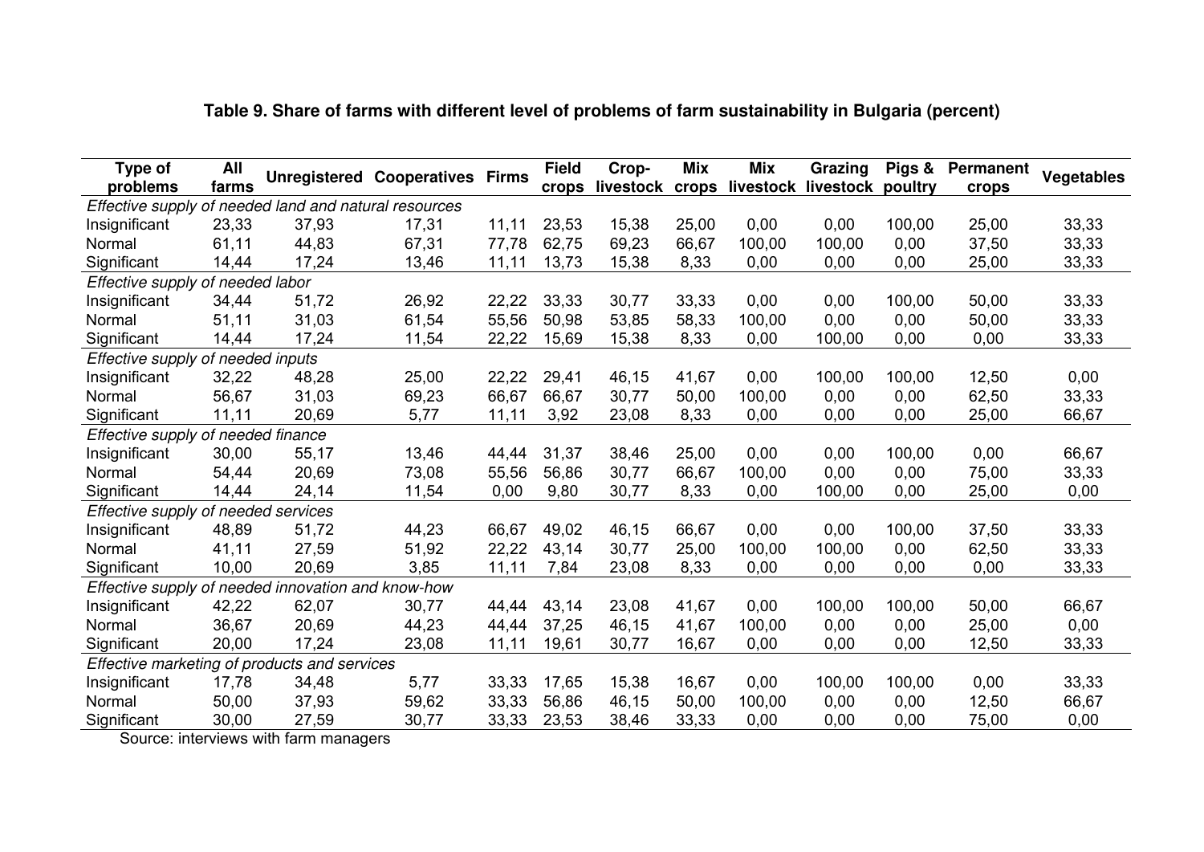**Table 9. Share of farms with different level of problems of farm sustainability in Bulgaria (percent)**

| Type of problems | All farms | Unregistered | Cooperatives | Firms | Field crops | Crop-livestock | Mix crops | Mix livestock | Grazing livestock | Pigs & poultry | Permanent crops | Vegetables |
|---|---|---|---|---|---|---|---|---|---|---|---|---|
| *Effective supply of needed land and natural resources* | | | | | | | | | | | | |
| Insignificant | 23,33 | 37,93 | 17,31 | 11,11 | 23,53 | 15,38 | 25,00 | 0,00 | 0,00 | 100,00 | 25,00 | 33,33 |
| Normal | 61,11 | 44,83 | 67,31 | 77,78 | 62,75 | 69,23 | 66,67 | 100,00 | 100,00 | 0,00 | 37,50 | 33,33 |
| Significant | 14,44 | 17,24 | 13,46 | 11,11 | 13,73 | 15,38 | 8,33 | 0,00 | 0,00 | 0,00 | 25,00 | 33,33 |
| *Effective supply of needed labor* | | | | | | | | | | | | |
| Insignificant | 34,44 | 51,72 | 26,92 | 22,22 | 33,33 | 30,77 | 33,33 | 0,00 | 0,00 | 100,00 | 50,00 | 33,33 |
| Normal | 51,11 | 31,03 | 61,54 | 55,56 | 50,98 | 53,85 | 58,33 | 100,00 | 0,00 | 0,00 | 50,00 | 33,33 |
| Significant | 14,44 | 17,24 | 11,54 | 22,22 | 15,69 | 15,38 | 8,33 | 0,00 | 100,00 | 0,00 | 0,00 | 33,33 |
| *Effective supply of needed inputs* | | | | | | | | | | | | |
| Insignificant | 32,22 | 48,28 | 25,00 | 22,22 | 29,41 | 46,15 | 41,67 | 0,00 | 100,00 | 100,00 | 12,50 | 0,00 |
| Normal | 56,67 | 31,03 | 69,23 | 66,67 | 66,67 | 30,77 | 50,00 | 100,00 | 0,00 | 0,00 | 62,50 | 33,33 |
| Significant | 11,11 | 20,69 | 5,77 | 11,11 | 3,92 | 23,08 | 8,33 | 0,00 | 0,00 | 0,00 | 25,00 | 66,67 |
| *Effective supply of needed finance* | | | | | | | | | | | | |
| Insignificant | 30,00 | 55,17 | 13,46 | 44,44 | 31,37 | 38,46 | 25,00 | 0,00 | 0,00 | 100,00 | 0,00 | 66,67 |
| Normal | 54,44 | 20,69 | 73,08 | 55,56 | 56,86 | 30,77 | 66,67 | 100,00 | 0,00 | 0,00 | 75,00 | 33,33 |
| Significant | 14,44 | 24,14 | 11,54 | 0,00 | 9,80 | 30,77 | 8,33 | 0,00 | 100,00 | 0,00 | 25,00 | 0,00 |
| *Effective supply of needed services* | | | | | | | | | | | | |
| Insignificant | 48,89 | 51,72 | 44,23 | 66,67 | 49,02 | 46,15 | 66,67 | 0,00 | 0,00 | 100,00 | 37,50 | 33,33 |
| Normal | 41,11 | 27,59 | 51,92 | 22,22 | 43,14 | 30,77 | 25,00 | 100,00 | 100,00 | 0,00 | 62,50 | 33,33 |
| Significant | 10,00 | 20,69 | 3,85 | 11,11 | 7,84 | 23,08 | 8,33 | 0,00 | 0,00 | 0,00 | 0,00 | 33,33 |
| *Effective supply of needed innovation and know-how* | | | | | | | | | | | | |
| Insignificant | 42,22 | 62,07 | 30,77 | 44,44 | 43,14 | 23,08 | 41,67 | 0,00 | 100,00 | 100,00 | 50,00 | 66,67 |
| Normal | 36,67 | 20,69 | 44,23 | 44,44 | 37,25 | 46,15 | 41,67 | 100,00 | 0,00 | 0,00 | 25,00 | 0,00 |
| Significant | 20,00 | 17,24 | 23,08 | 11,11 | 19,61 | 30,77 | 16,67 | 0,00 | 0,00 | 0,00 | 12,50 | 33,33 |
| *Effective marketing of products and services* | | | | | | | | | | | | |
| Insignificant | 17,78 | 34,48 | 5,77 | 33,33 | 17,65 | 15,38 | 16,67 | 0,00 | 100,00 | 100,00 | 0,00 | 33,33 |
| Normal | 50,00 | 37,93 | 59,62 | 33,33 | 56,86 | 46,15 | 50,00 | 100,00 | 0,00 | 0,00 | 12,50 | 66,67 |
| Significant | 30,00 | 27,59 | 30,77 | 33,33 | 23,53 | 38,46 | 33,33 | 0,00 | 0,00 | 0,00 | 75,00 | 0,00 |

Source: interviews with farm managers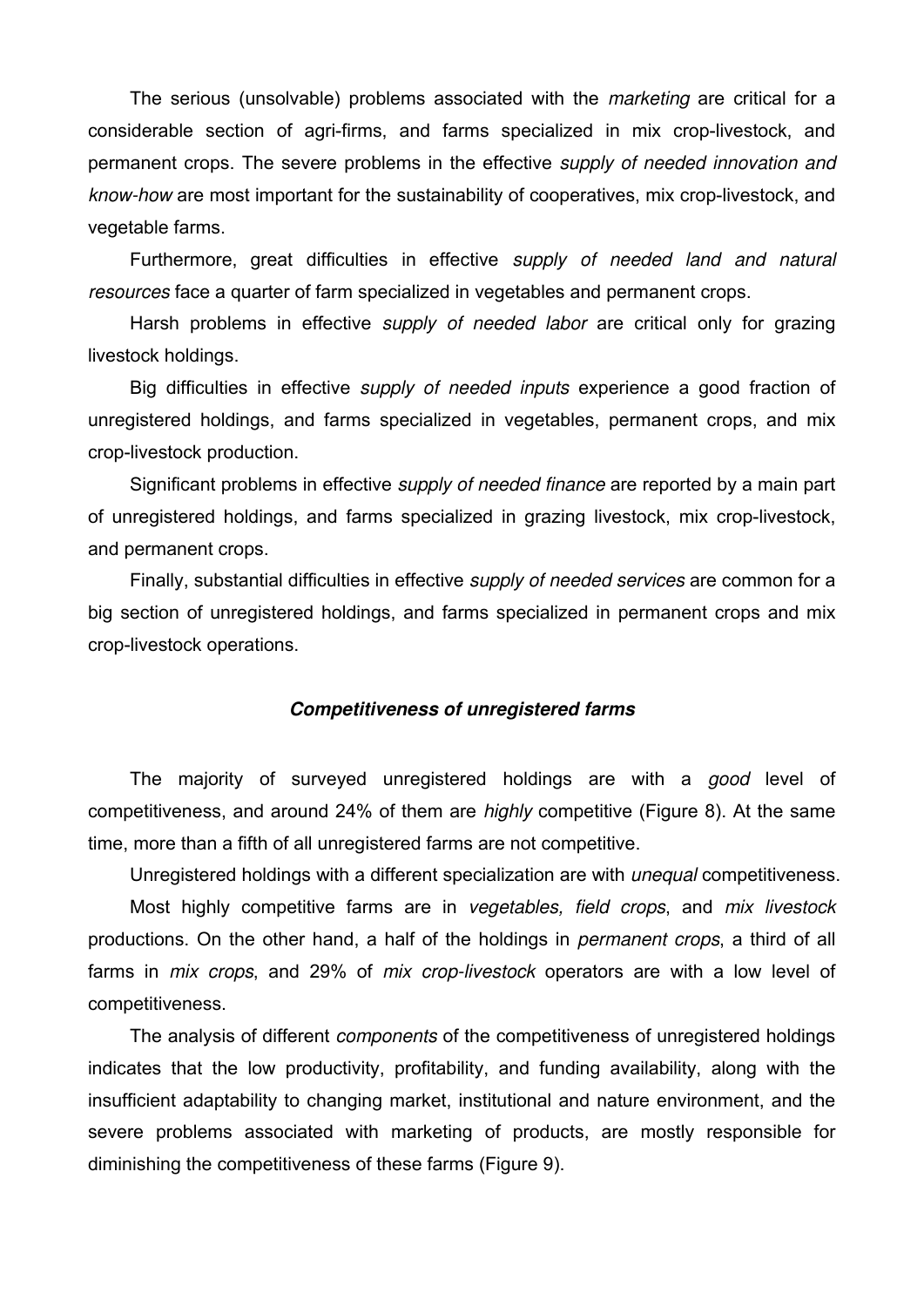The serious (unsolvable) problems associated with the *marketing* are critical for a considerable section of agri-firms, and farms specialized in mix crop-livestock, and permanent crops. The severe problems in the effective *supply of needed innovation and know-how* are most important for the sustainability of cooperatives, mix crop-livestock, and vegetable farms.

Furthermore, great difficulties in effective *supply of needed land and natural resources* face a quarter of farm specialized in vegetables and permanent crops.

Harsh problems in effective *supply of needed labor* are critical only for grazing livestock holdings.

Big difficulties in effective *supply of needed inputs* experience a good fraction of unregistered holdings, and farms specialized in vegetables, permanent crops, and mix crop-livestock production.

Significant problems in effective *supply of needed finance* are reported by a main part of unregistered holdings, and farms specialized in grazing livestock, mix crop-livestock, and permanent crops.

Finally, substantial difficulties in effective *supply of needed services* are common for a big section of unregistered holdings, and farms specialized in permanent crops and mix crop-livestock operations.

### ***Competitiveness of unregistered farms***

The majority of surveyed unregistered holdings are with a *good* level of competitiveness, and around 24% of them are *highly* competitive (Figure 8). At the same time, more than a fifth of all unregistered farms are not competitive.

Unregistered holdings with a different specialization are with *unequal* competitiveness.

Most highly competitive farms are in *vegetables, field crops*, and *mix livestock* productions. On the other hand, a half of the holdings in *permanent crops*, a third of all farms in *mix crops*, and 29% of *mix crop-livestock* operators are with a low level of competitiveness.

The analysis of different *components* of the competitiveness of unregistered holdings indicates that the low productivity, profitability, and funding availability, along with the insufficient adaptability to changing market, institutional and nature environment, and the severe problems associated with marketing of products, are mostly responsible for diminishing the competitiveness of these farms (Figure 9).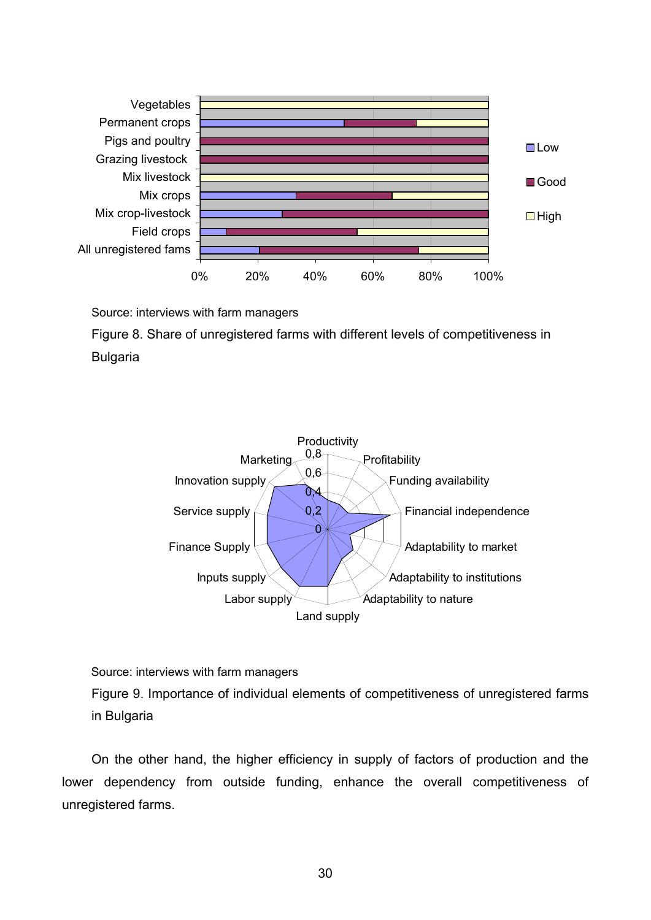Source: interviews with farm managers

Figure 8. Share of unregistered farms with different levels of competitiveness in Bulgaria

Source: interviews with farm managers

Figure 9. Importance of individual elements of competitiveness of unregistered farms in Bulgaria

On the other hand, the higher efficiency in supply of factors of production and the lower dependency from outside funding, enhance the overall competitiveness of unregistered farms.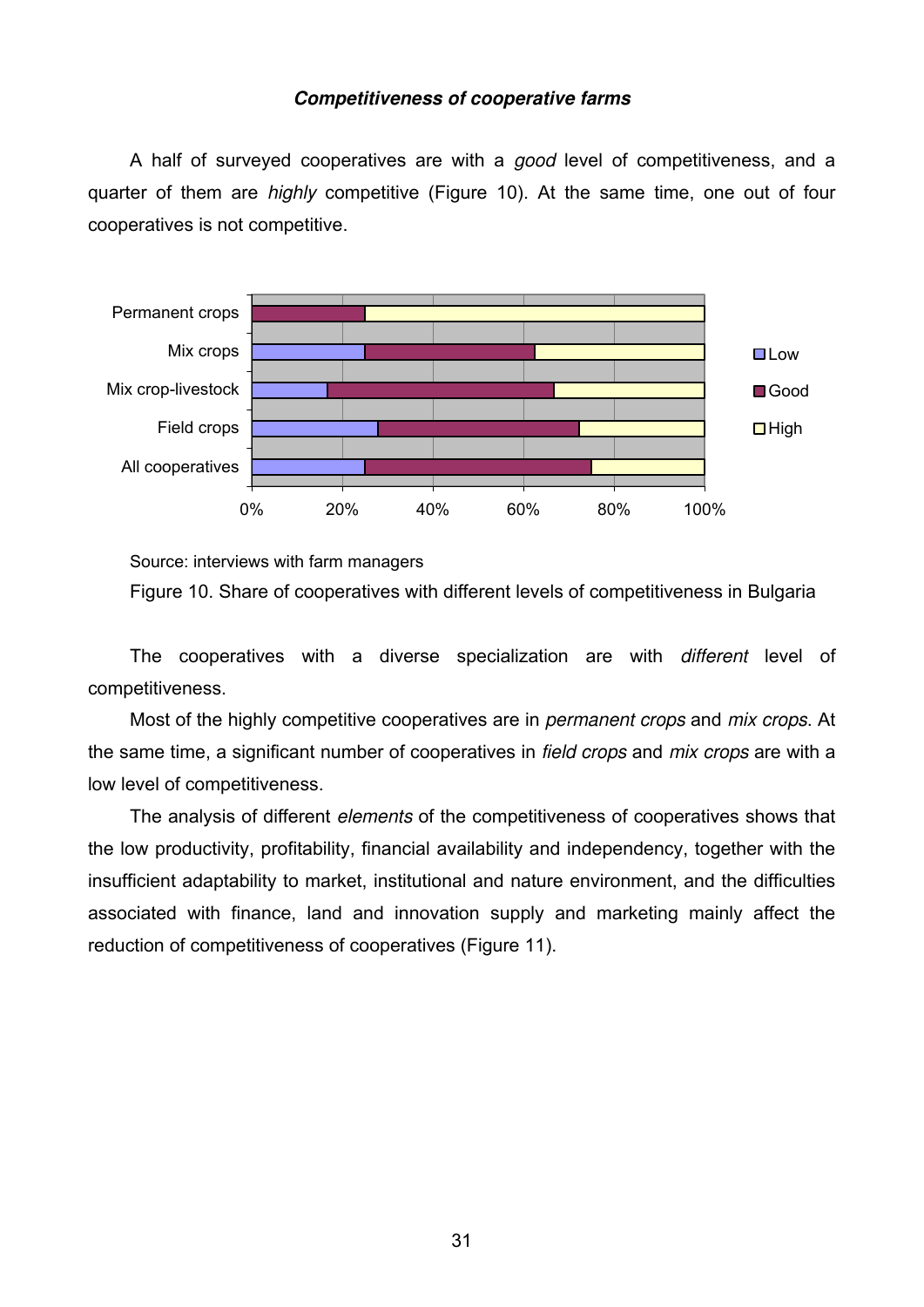### *Competitiveness of cooperative farms*

A half of surveyed cooperatives are with a *good* level of competitiveness, and a quarter of them are *highly* competitive (Figure 10). At the same time, one out of four cooperatives is not competitive.

Source: interviews with farm managers

Figure 10. Share of cooperatives with different levels of competitiveness in Bulgaria

The cooperatives with a diverse specialization are with *different* level of competitiveness.

Most of the highly competitive cooperatives are in *permanent crops* and *mix crops*. At the same time, a significant number of cooperatives in *field crops* and *mix crops* are with a low level of competitiveness.

The analysis of different *elements* of the competitiveness of cooperatives shows that the low productivity, profitability, financial availability and independency, together with the insufficient adaptability to market, institutional and nature environment, and the difficulties associated with finance, land and innovation supply and marketing mainly affect the reduction of competitiveness of cooperatives (Figure 11).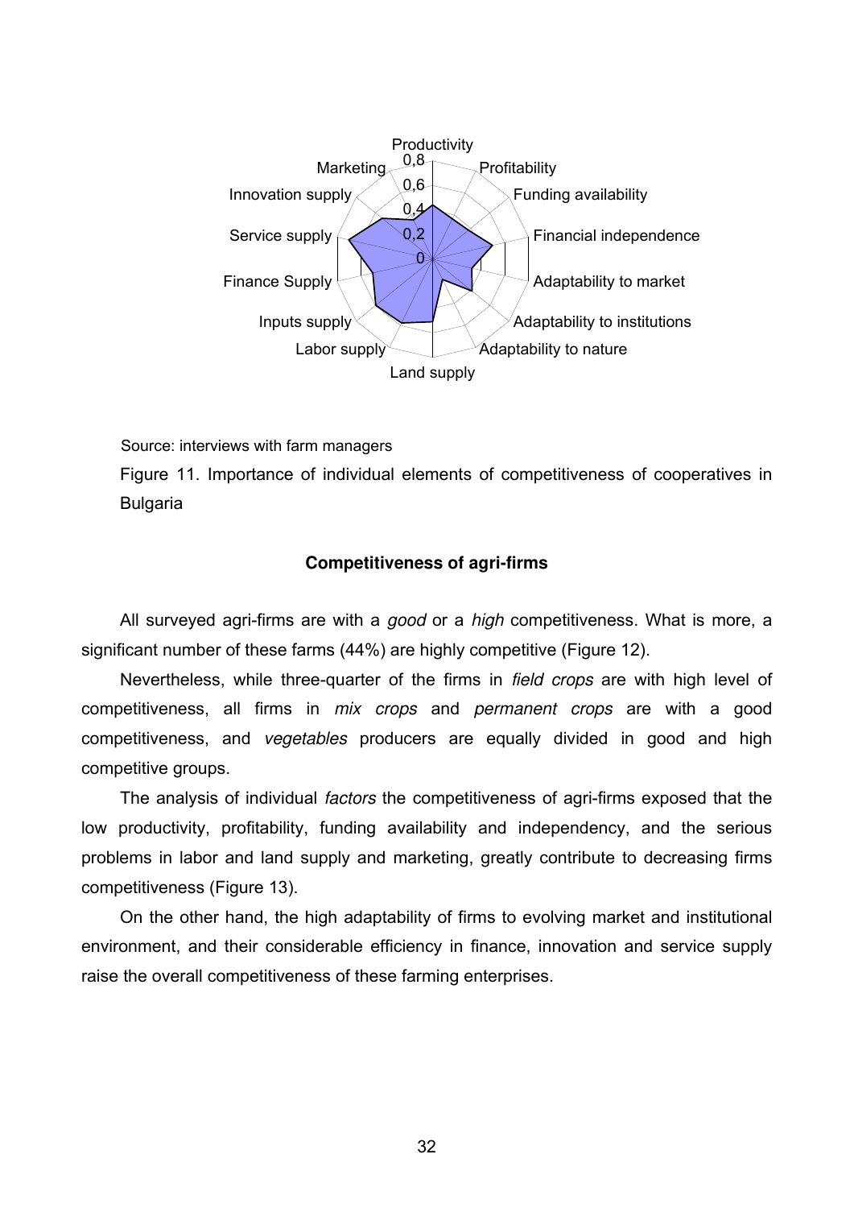Source: interviews with farm managers

Figure 11. Importance of individual elements of competitiveness of cooperatives in Bulgaria

**Competitiveness of agri-firms**

All surveyed agri-firms are with a *good* or a *high* competitiveness. What is more, a significant number of these farms (44%) are highly competitive (Figure 12).

Nevertheless, while three-quarter of the firms in *field crops* are with high level of competitiveness, all firms in *mix crops* and *permanent crops* are with a good competitiveness, and *vegetables* producers are equally divided in good and high competitive groups.

The analysis of individual *factors* the competitiveness of agri-firms exposed that the low productivity, profitability, funding availability and independency, and the serious problems in labor and land supply and marketing, greatly contribute to decreasing firms competitiveness (Figure 13).

On the other hand, the high adaptability of firms to evolving market and institutional environment, and their considerable efficiency in finance, innovation and service supply raise the overall competitiveness of these farming enterprises.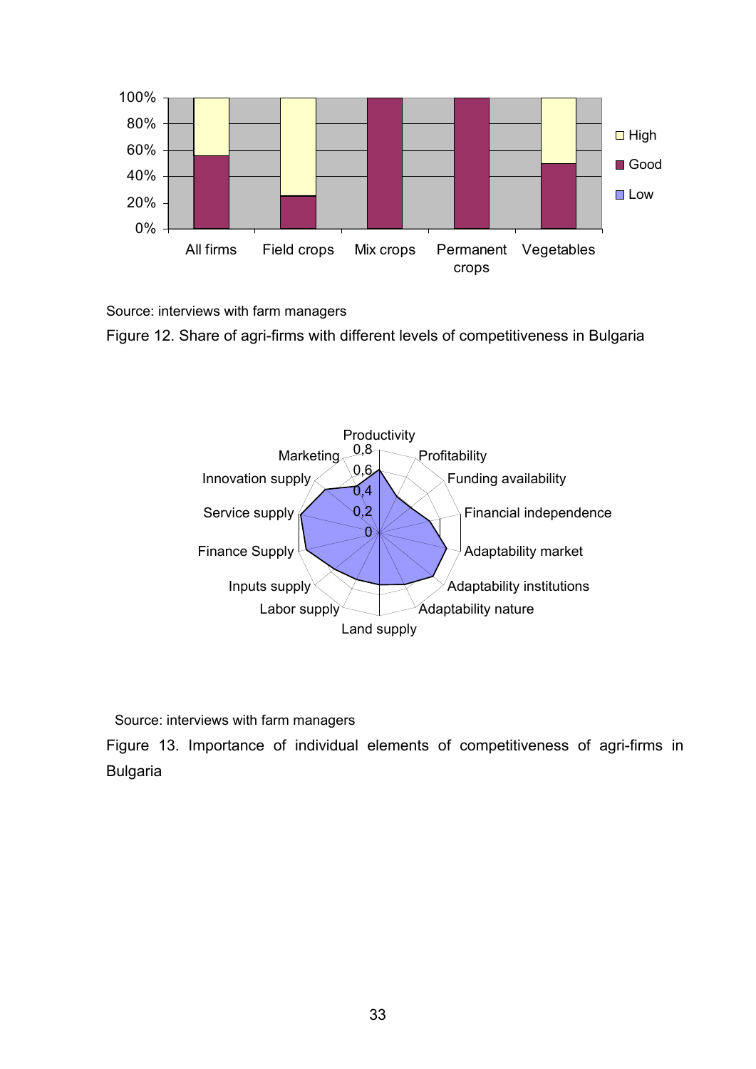Source: interviews with farm managers

Figure 12. Share of agri-firms with different levels of competitiveness in Bulgaria

Source: interviews with farm managers

Figure 13. Importance of individual elements of competitiveness of agri-firms in Bulgaria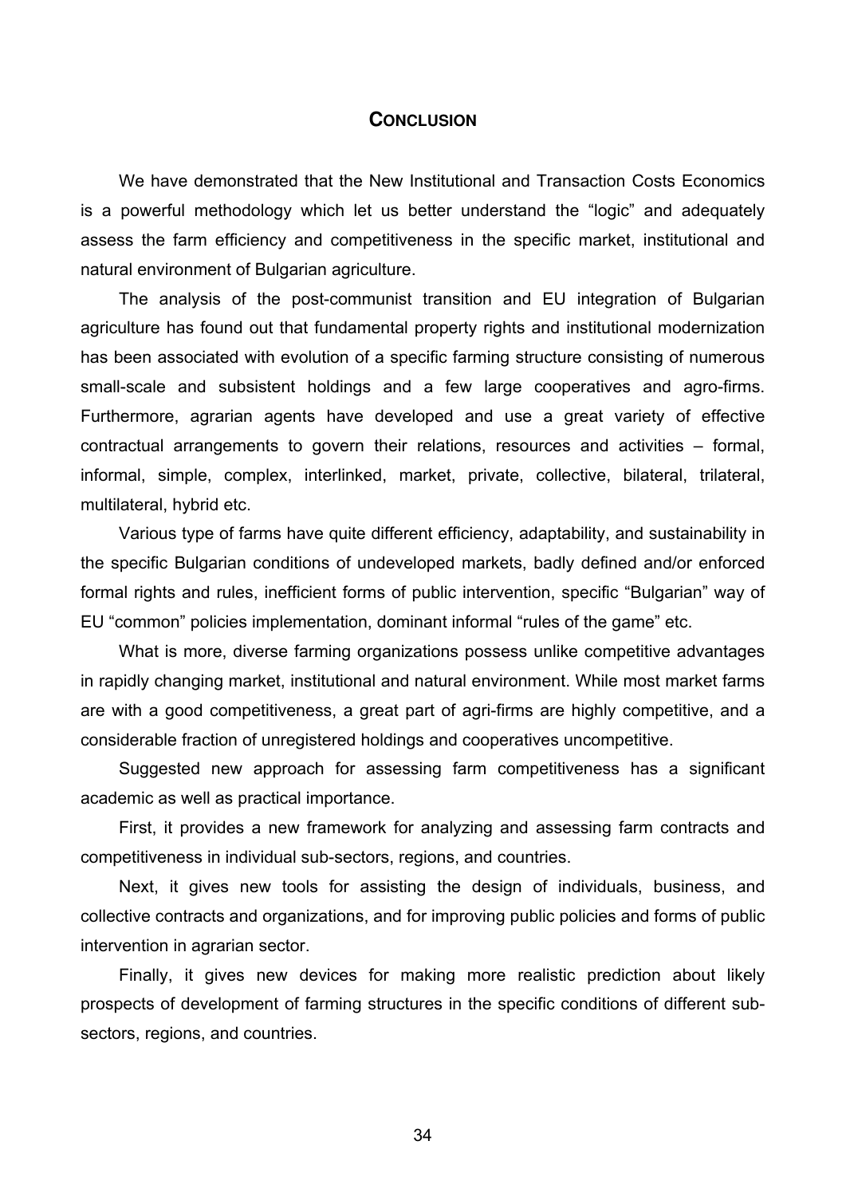# CONCLUSION

We have demonstrated that the New Institutional and Transaction Costs Economics is a powerful methodology which let us better understand the "logic" and adequately assess the farm efficiency and competitiveness in the specific market, institutional and natural environment of Bulgarian agriculture.

The analysis of the post-communist transition and EU integration of Bulgarian agriculture has found out that fundamental property rights and institutional modernization has been associated with evolution of a specific farming structure consisting of numerous small-scale and subsistent holdings and a few large cooperatives and agro-firms. Furthermore, agrarian agents have developed and use a great variety of effective contractual arrangements to govern their relations, resources and activities – formal, informal, simple, complex, interlinked, market, private, collective, bilateral, trilateral, multilateral, hybrid etc.

Various type of farms have quite different efficiency, adaptability, and sustainability in the specific Bulgarian conditions of undeveloped markets, badly defined and/or enforced formal rights and rules, inefficient forms of public intervention, specific "Bulgarian" way of EU "common" policies implementation, dominant informal "rules of the game" etc.

What is more, diverse farming organizations possess unlike competitive advantages in rapidly changing market, institutional and natural environment. While most market farms are with a good competitiveness, a great part of agri-firms are highly competitive, and a considerable fraction of unregistered holdings and cooperatives uncompetitive.

Suggested new approach for assessing farm competitiveness has a significant academic as well as practical importance.

First, it provides a new framework for analyzing and assessing farm contracts and competitiveness in individual sub-sectors, regions, and countries.

Next, it gives new tools for assisting the design of individuals, business, and collective contracts and organizations, and for improving public policies and forms of public intervention in agrarian sector.

Finally, it gives new devices for making more realistic prediction about likely prospects of development of farming structures in the specific conditions of different sub-sectors, regions, and countries.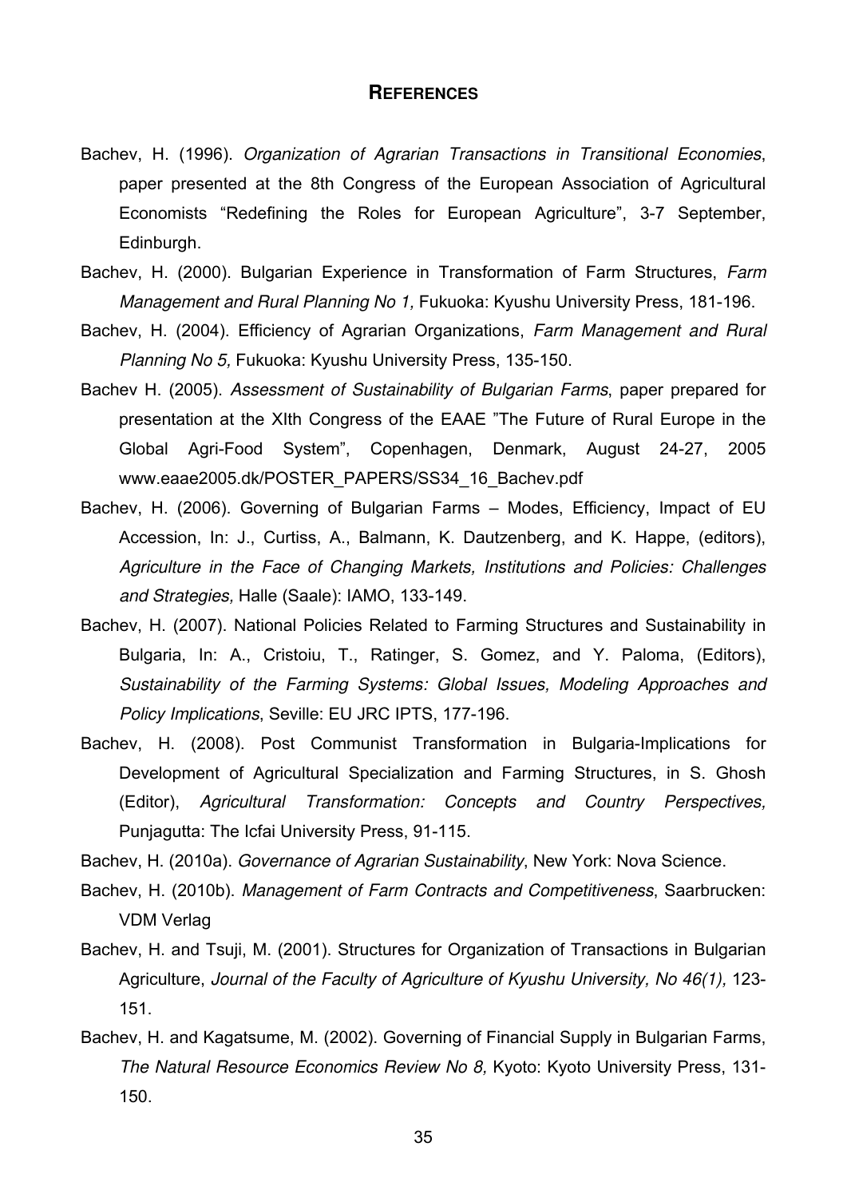# REFERENCES

Bachev, H. (1996). *Organization of Agrarian Transactions in Transitional Economies*, paper presented at the 8th Congress of the European Association of Agricultural Economists “Redefining the Roles for European Agriculture”, 3-7 September, Edinburgh.

Bachev, H. (2000). Bulgarian Experience in Transformation of Farm Structures, *Farm Management and Rural Planning No 1,* Fukuoka: Kyushu University Press, 181-196.

Bachev, H. (2004). Efficiency of Agrarian Organizations, *Farm Management and Rural Planning No 5,* Fukuoka: Kyushu University Press, 135-150.

Bachev H. (2005). *Assessment of Sustainability of Bulgarian Farms*, paper prepared for presentation at the XIth Congress of the EAAE ”The Future of Rural Europe in the Global Agri-Food System”, Copenhagen, Denmark, August 24-27, 2005 www.eaae2005.dk/POSTER_PAPERS/SS34_16_Bachev.pdf

Bachev, H. (2006). Governing of Bulgarian Farms – Modes, Efficiency, Impact of EU Accession, In: J., Curtiss, A., Balmann, K. Dautzenberg, and K. Happe, (editors), *Agriculture in the Face of Changing Markets, Institutions and Policies: Challenges and Strategies,* Halle (Saale): IAMO, 133-149.

Bachev, H. (2007). National Policies Related to Farming Structures and Sustainability in Bulgaria, In: A., Cristoiu, T., Ratinger, S. Gomez, and Y. Paloma, (Editors), *Sustainability of the Farming Systems: Global Issues, Modeling Approaches and Policy Implications*, Seville: EU JRC IPTS, 177-196.

Bachev, H. (2008). Post Communist Transformation in Bulgaria-Implications for Development of Agricultural Specialization and Farming Structures, in S. Ghosh (Editor), *Agricultural Transformation: Concepts and Country Perspectives,* Punjagutta: The Icfai University Press, 91-115.

Bachev, H. (2010a). *Governance of Agrarian Sustainability*, New York: Nova Science.

Bachev, H. (2010b). *Management of Farm Contracts and Competitiveness*, Saarbrucken: VDM Verlag

Bachev, H. and Tsuji, M. (2001). Structures for Organization of Transactions in Bulgarian Agriculture, *Journal of the Faculty of Agriculture of Kyushu University, No 46(1),* 123-151.

Bachev, H. and Kagatsume, M. (2002). Governing of Financial Supply in Bulgarian Farms, *The Natural Resource Economics Review No 8,* Kyoto: Kyoto University Press, 131-150.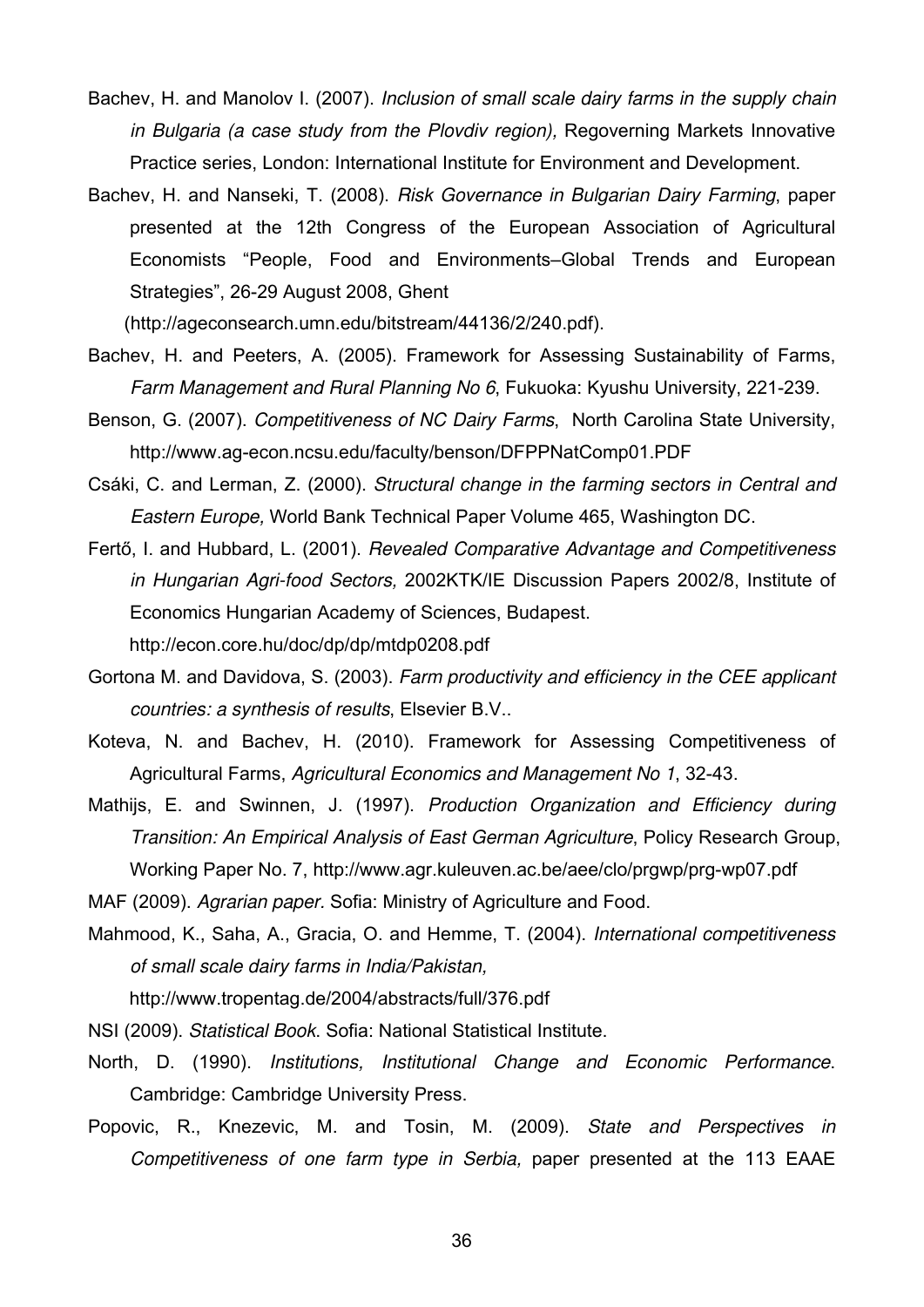Bachev, H. and Manolov I. (2007). *Inclusion of small scale dairy farms in the supply chain in Bulgaria (a case study from the Plovdiv region),* Regoverning Markets Innovative Practice series, London: International Institute for Environment and Development.

Bachev, H. and Nanseki, T. (2008). *Risk Governance in Bulgarian Dairy Farming*, paper presented at the 12th Congress of the European Association of Agricultural Economists "People, Food and Environments–Global Trends and European Strategies", 26-29 August 2008, Ghent (http://ageconsearch.umn.edu/bitstream/44136/2/240.pdf).

Bachev, H. and Peeters, A. (2005). Framework for Assessing Sustainability of Farms, *Farm Management and Rural Planning No 6*, Fukuoka: Kyushu University, 221-239.

Benson, G. (2007). *Competitiveness of NC Dairy Farms*, North Carolina State University, http://www.ag-econ.ncsu.edu/faculty/benson/DFPPNatComp01.PDF

Csáki, C. and Lerman, Z. (2000). *Structural change in the farming sectors in Central and Eastern Europe,* World Bank Technical Paper Volume 465, Washington DC.

Fertő, I. and Hubbard, L. (2001). *Revealed Comparative Advantage and Competitiveness in Hungarian Agri-food Sectors,* 2002KTK/IE Discussion Papers 2002/8, Institute of Economics Hungarian Academy of Sciences, Budapest. http://econ.core.hu/doc/dp/dp/mtdp0208.pdf

Gortona M. and Davidova, S. (2003). *Farm productivity and efficiency in the CEE applicant countries: a synthesis of results*, Elsevier B.V..

Koteva, N. and Bachev, H. (2010). Framework for Assessing Competitiveness of Agricultural Farms, *Agricultural Economics and Management No 1*, 32-43.

Mathijs, E. and Swinnen, J. (1997). *Production Organization and Efficiency during Transition: An Empirical Analysis of East German Agriculture*, Policy Research Group, Working Paper No. 7, http://www.agr.kuleuven.ac.be/aee/clo/prgwp/prg-wp07.pdf

MAF (2009). *Agrarian paper.* Sofia: Ministry of Agriculture and Food.

Mahmood, K., Saha, A., Gracia, O. and Hemme, T. (2004). *International competitiveness of small scale dairy farms in India/Pakistan,* http://www.tropentag.de/2004/abstracts/full/376.pdf

NSI (2009). *Statistical Book.* Sofia: National Statistical Institute.

North, D. (1990). *Institutions, Institutional Change and Economic Performance.* Cambridge: Cambridge University Press.

Popovic, R., Knezevic, M. and Tosin, M. (2009). *State and Perspectives in Competitiveness of one farm type in Serbia,* paper presented at the 113 EAAE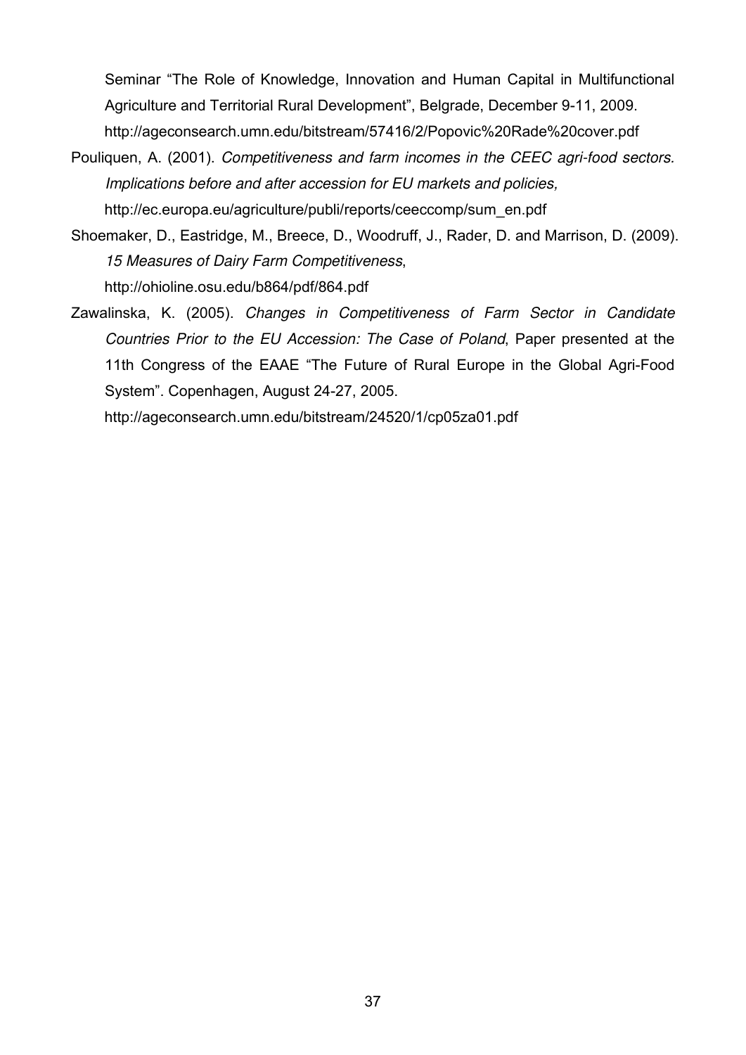Seminar "The Role of Knowledge, Innovation and Human Capital in Multifunctional Agriculture and Territorial Rural Development", Belgrade, December 9-11, 2009. http://ageconsearch.umn.edu/bitstream/57416/2/Popovic%20Rade%20cover.pdf

Pouliquen, A. (2001). *Competitiveness and farm incomes in the CEEC agri-food sectors. Implications before and after accession for EU markets and policies,* http://ec.europa.eu/agriculture/publi/reports/ceeccomp/sum_en.pdf

Shoemaker, D., Eastridge, M., Breece, D., Woodruff, J., Rader, D. and Marrison, D. (2009). *15 Measures of Dairy Farm Competitiveness*, http://ohioline.osu.edu/b864/pdf/864.pdf

Zawalinska, K. (2005). *Changes in Competitiveness of Farm Sector in Candidate Countries Prior to the EU Accession: The Case of Poland*, Paper presented at the 11th Congress of the EAAE "The Future of Rural Europe in the Global Agri-Food System". Copenhagen, August 24-27, 2005. http://ageconsearch.umn.edu/bitstream/24520/1/cp05za01.pdf